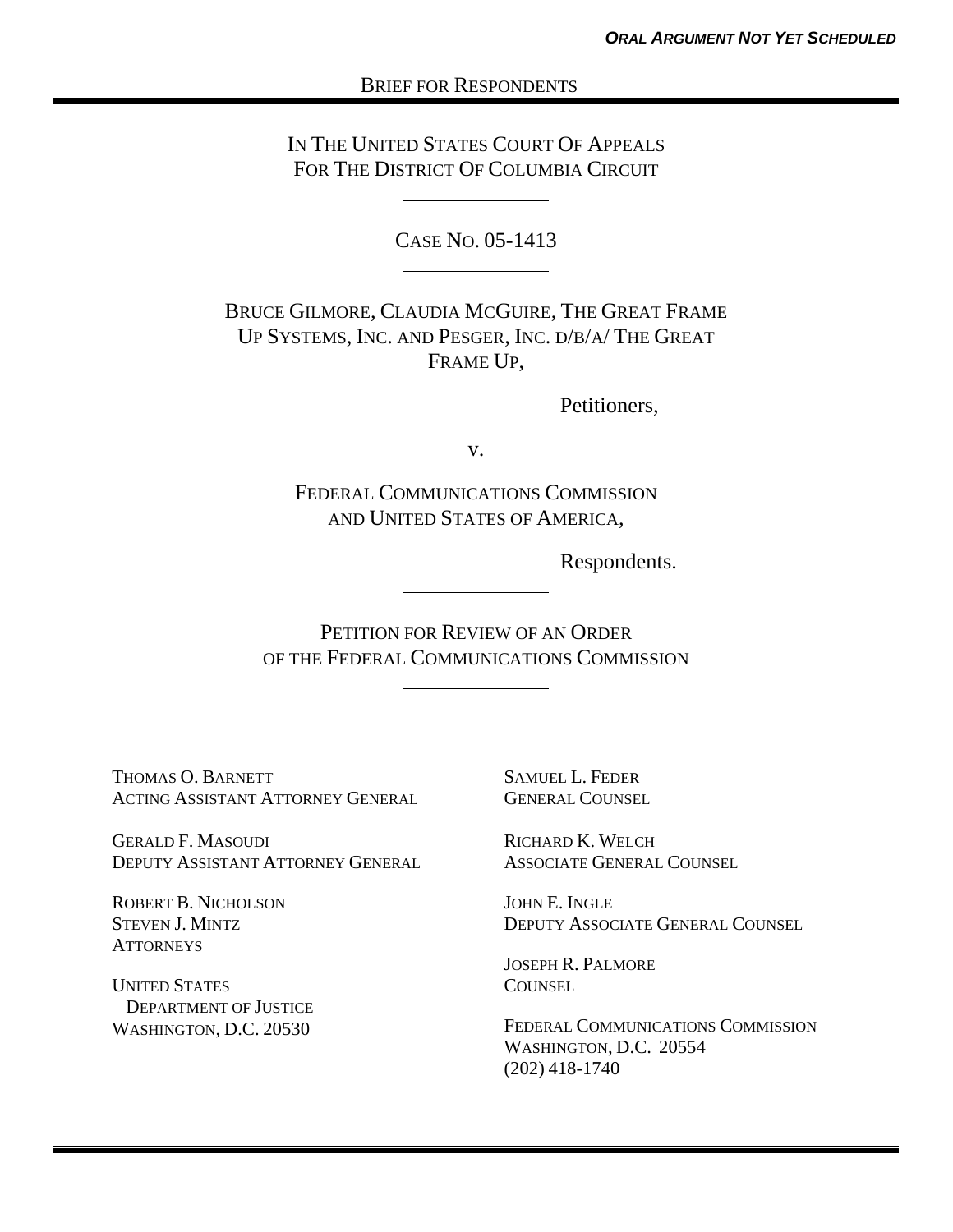***ORAL ARGUMENT NOT YET SCHEDULED***

BRIEF FOR RESPONDENTS

IN THE UNITED STATES COURT OF APPEALS
FOR THE DISTRICT OF COLUMBIA CIRCUIT

---

CASE NO. 05-1413

---

BRUCE GILMORE, CLAUDIA MCGUIRE, THE GREAT FRAME UP SYSTEMS, INC. AND PESGER, INC. D/B/A/ THE GREAT FRAME UP,

Petitioners,

v.

FEDERAL COMMUNICATIONS COMMISSION AND UNITED STATES OF AMERICA,

Respondents.

---

PETITION FOR REVIEW OF AN ORDER
OF THE FEDERAL COMMUNICATIONS COMMISSION

---

THOMAS O. BARNETT
ACTING ASSISTANT ATTORNEY GENERAL

GERALD F. MASOUDI
DEPUTY ASSISTANT ATTORNEY GENERAL

ROBERT B. NICHOLSON
STEVEN J. MINTZ
ATTORNEYS

UNITED STATES
DEPARTMENT OF JUSTICE
WASHINGTON, D.C. 20530

SAMUEL L. FEDER
GENERAL COUNSEL

RICHARD K. WELCH
ASSOCIATE GENERAL COUNSEL

JOHN E. INGLE
DEPUTY ASSOCIATE GENERAL COUNSEL

JOSEPH R. PALMORE
COUNSEL

FEDERAL COMMUNICATIONS COMMISSION
WASHINGTON, D.C. 20554
(202) 418-1740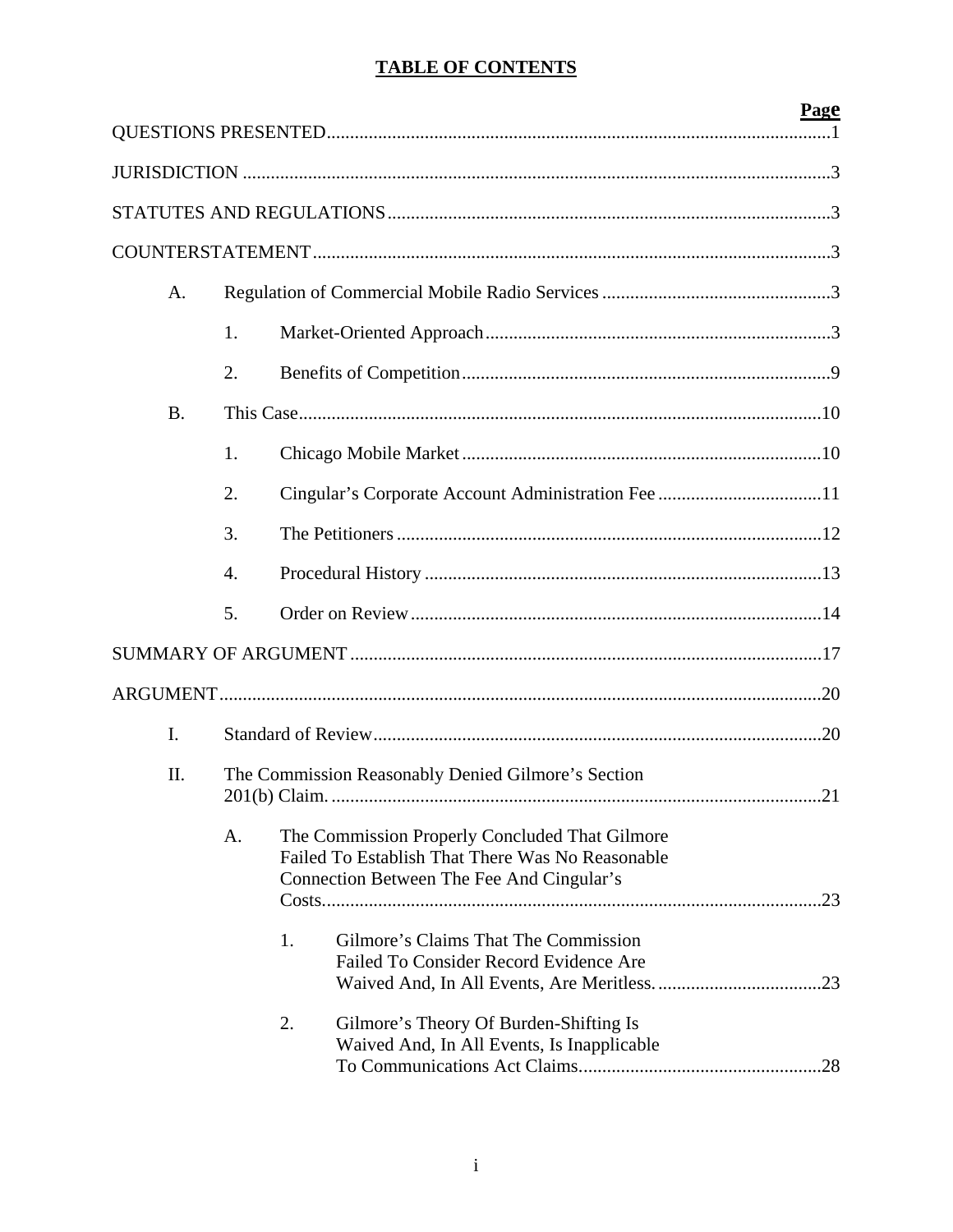# TABLE OF CONTENTS

| | Page |
|---|---|
| QUESTIONS PRESENTED | 1 |
| JURISDICTION | 3 |
| STATUTES AND REGULATIONS | 3 |
| COUNTERSTATEMENT | 3 |
| A. Regulation of Commercial Mobile Radio Services | 3 |
| 1. Market-Oriented Approach | 3 |
| 2. Benefits of Competition | 9 |
| B. This Case | 10 |
| 1. Chicago Mobile Market | 10 |
| 2. Cingular's Corporate Account Administration Fee | 11 |
| 3. The Petitioners | 12 |
| 4. Procedural History | 13 |
| 5. Order on Review | 14 |
| SUMMARY OF ARGUMENT | 17 |
| ARGUMENT | 20 |
| I. Standard of Review | 20 |
| II. The Commission Reasonably Denied Gilmore's Section 201(b) Claim. | 21 |
| A. The Commission Properly Concluded That Gilmore Failed To Establish That There Was No Reasonable Connection Between The Fee And Cingular's Costs | 23 |
| 1. Gilmore's Claims That The Commission Failed To Consider Record Evidence Are Waived And, In All Events, Are Meritless. | 23 |
| 2. Gilmore's Theory Of Burden-Shifting Is Waived And, In All Events, Is Inapplicable To Communications Act Claims. | 28 |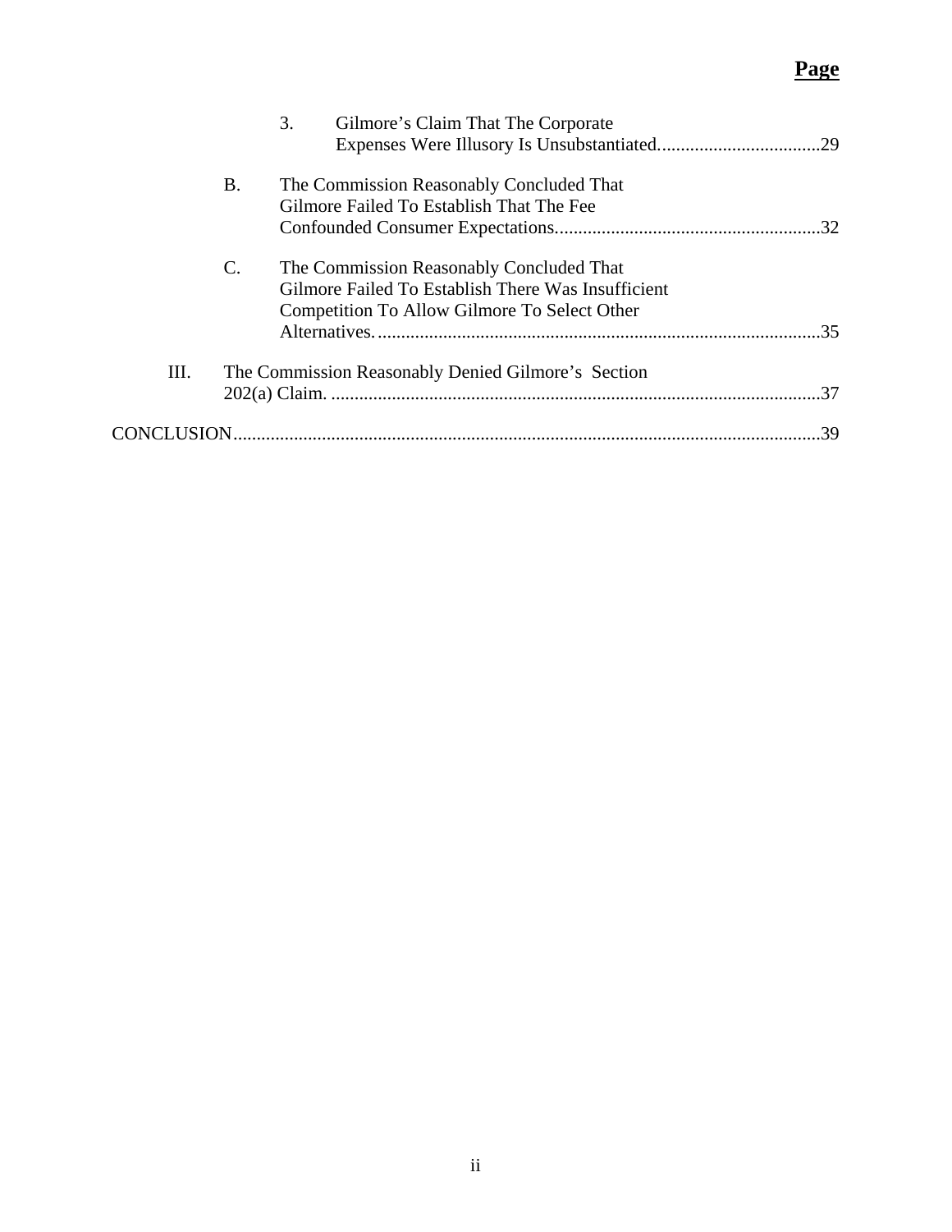**Page**

3. Gilmore's Claim That The Corporate Expenses Were Illusory Is Unsubstantiated..................................29

B. The Commission Reasonably Concluded That Gilmore Failed To Establish That The Fee Confounded Consumer Expectations........................................................32

C. The Commission Reasonably Concluded That Gilmore Failed To Establish There Was Insufficient Competition To Allow Gilmore To Select Other Alternatives..............................................................................................35

III. The Commission Reasonably Denied Gilmore's Section 202(a) Claim. ........................................................................................................37

CONCLUSION............................................................................................................................39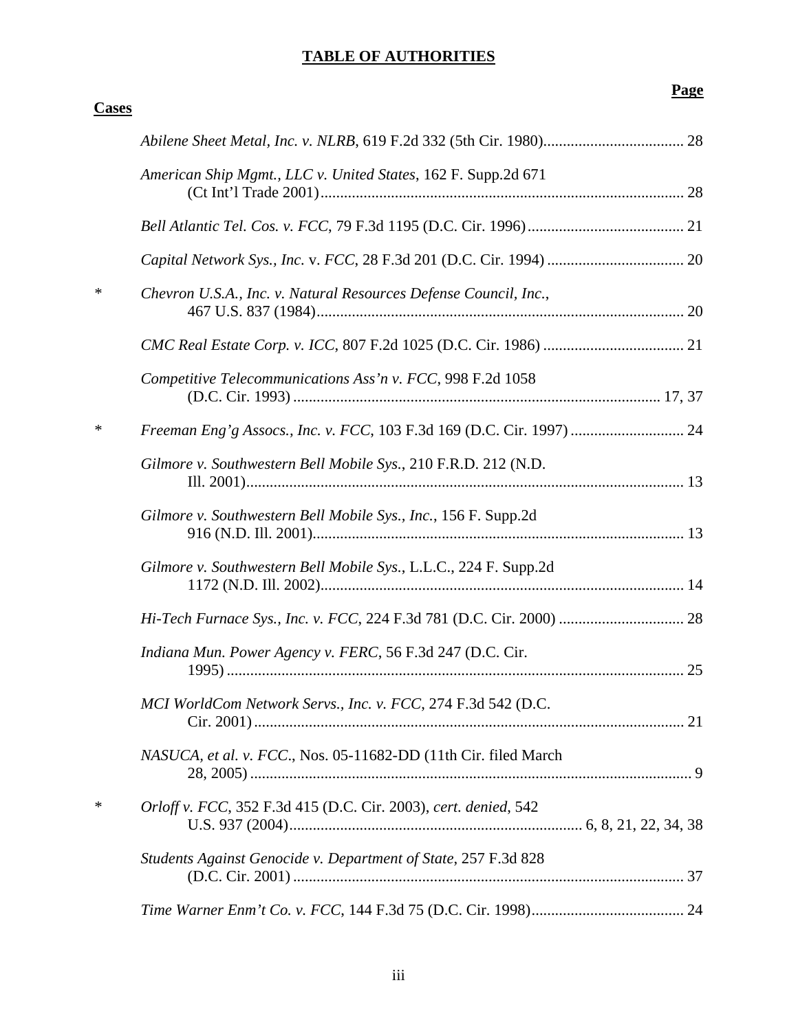# TABLE OF AUTHORITIES

**Page**

**Cases**

*Abilene Sheet Metal, Inc. v. NLRB*, 619 F.2d 332 (5th Cir. 1980)...................................... 28

*American Ship Mgmt., LLC v. United States*, 162 F. Supp.2d 671 (Ct Int'l Trade 2001)............................................................................................. 28

*Bell Atlantic Tel. Cos. v. FCC*, 79 F.3d 1195 (D.C. Cir. 1996)........................................ 21

*Capital Network Sys., Inc.* v. *FCC*, 28 F.3d 201 (D.C. Cir. 1994) ................................... 20

\* *Chevron U.S.A., Inc. v. Natural Resources Defense Council, Inc.*, 467 U.S. 837 (1984).............................................................................................. 20

*CMC Real Estate Corp. v. ICC*, 807 F.2d 1025 (D.C. Cir. 1986) .................................... 21

*Competitive Telecommunications Ass'n v. FCC*, 998 F.2d 1058 (D.C. Cir. 1993) ............................................................................................. 17, 37

\* *Freeman Eng'g Assocs., Inc. v. FCC*, 103 F.3d 169 (D.C. Cir. 1997) ............................ 24

*Gilmore v. Southwestern Bell Mobile Sys.*, 210 F.R.D. 212 (N.D. Ill. 2001)................................................................................................................ 13

*Gilmore v. Southwestern Bell Mobile Sys., Inc.*, 156 F. Supp.2d 916 (N.D. Ill. 2001)............................................................................................... 13

*Gilmore v. Southwestern Bell Mobile Sys.*, L.L.C., 224 F. Supp.2d 1172 (N.D. Ill. 2002)............................................................................................ 14

*Hi-Tech Furnace Sys., Inc. v. FCC*, 224 F.3d 781 (D.C. Cir. 2000) ................................ 28

*Indiana Mun. Power Agency v. FERC*, 56 F.3d 247 (D.C. Cir. 1995) ..................................................................................................................... 25

*MCI WorldCom Network Servs., Inc. v. FCC*, 274 F.3d 542 (D.C. Cir. 2001) ............................................................................................................. 21

*NASUCA, et al. v. FCC*., Nos. 05-11682-DD (11th Cir. filed March 28, 2005) ................................................................................................................. 9

\* *Orloff v. FCC*, 352 F.3d 415 (D.C. Cir. 2003), *cert. denied*, 542 U.S. 937 (2004).......................................................................... 6, 8, 21, 22, 34, 38

*Students Against Genocide v. Department of State*, 257 F.3d 828 (D.C. Cir. 2001) .................................................................................................... 37

*Time Warner Enm't Co. v. FCC*, 144 F.3d 75 (D.C. Cir. 1998)....................................... 24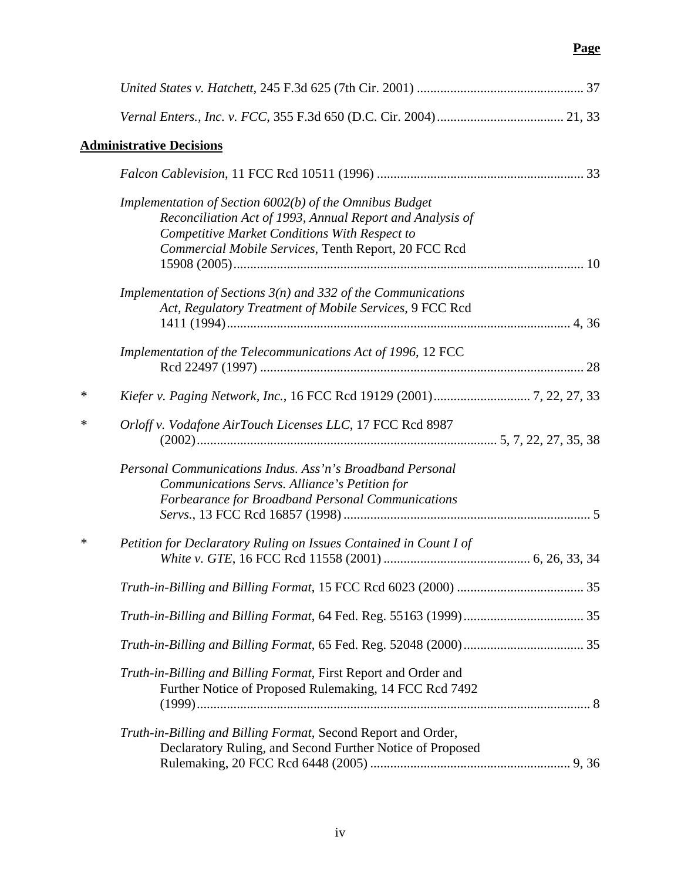**Page**

*United States v. Hatchett*, 245 F.3d 625 (7th Cir. 2001) .................................................. 37

*Vernal Enters., Inc. v. FCC*, 355 F.3d 650 (D.C. Cir. 2004)...................................... 21, 33

**Administrative Decisions**

*Falcon Cablevision*, 11 FCC Rcd 10511 (1996) .............................................................. 33

*Implementation of Section 6002(b) of the Omnibus Budget Reconciliation Act of 1993, Annual Report and Analysis of Competitive Market Conditions With Respect to Commercial Mobile Services*, Tenth Report, 20 FCC Rcd 15908 (2005)......................................................................................................... 10

*Implementation of Sections 3(n) and 332 of the Communications Act, Regulatory Treatment of Mobile Services*, 9 FCC Rcd 1411 (1994)....................................................................................................... 4, 36

*Implementation of the Telecommunications Act of 1996*, 12 FCC Rcd 22497 (1997) ................................................................................................ 28

\* *Kiefer v. Paging Network, Inc.*, 16 FCC Rcd 19129 (2001)............................. 7, 22, 27, 33

\* *Orloff v. Vodafone AirTouch Licenses LLC*, 17 FCC Rcd 8987 (2002).......................................................................................... 5, 7, 22, 27, 35, 38

*Personal Communications Indus. Ass'n's Broadband Personal Communications Servs. Alliance's Petition for Forbearance for Broadband Personal Communications Servs.*, 13 FCC Rcd 16857 (1998) .......................................................................... 5

\* *Petition for Declaratory Ruling on Issues Contained in Count I of White v. GTE*, 16 FCC Rcd 11558 (2001) ............................................ 6, 26, 33, 34

*Truth-in-Billing and Billing Format*, 15 FCC Rcd 6023 (2000) ...................................... 35

*Truth-in-Billing and Billing Format*, 64 Fed. Reg. 55163 (1999).................................... 35

*Truth-in-Billing and Billing Format*, 65 Fed. Reg. 52048 (2000).................................... 35

*Truth-in-Billing and Billing Format*, First Report and Order and Further Notice of Proposed Rulemaking, 14 FCC Rcd 7492 (1999)...................................................................................................................... 8

*Truth-in-Billing and Billing Format*, Second Report and Order, Declaratory Ruling, and Second Further Notice of Proposed Rulemaking, 20 FCC Rcd 6448 (2005) ............................................................ 9, 36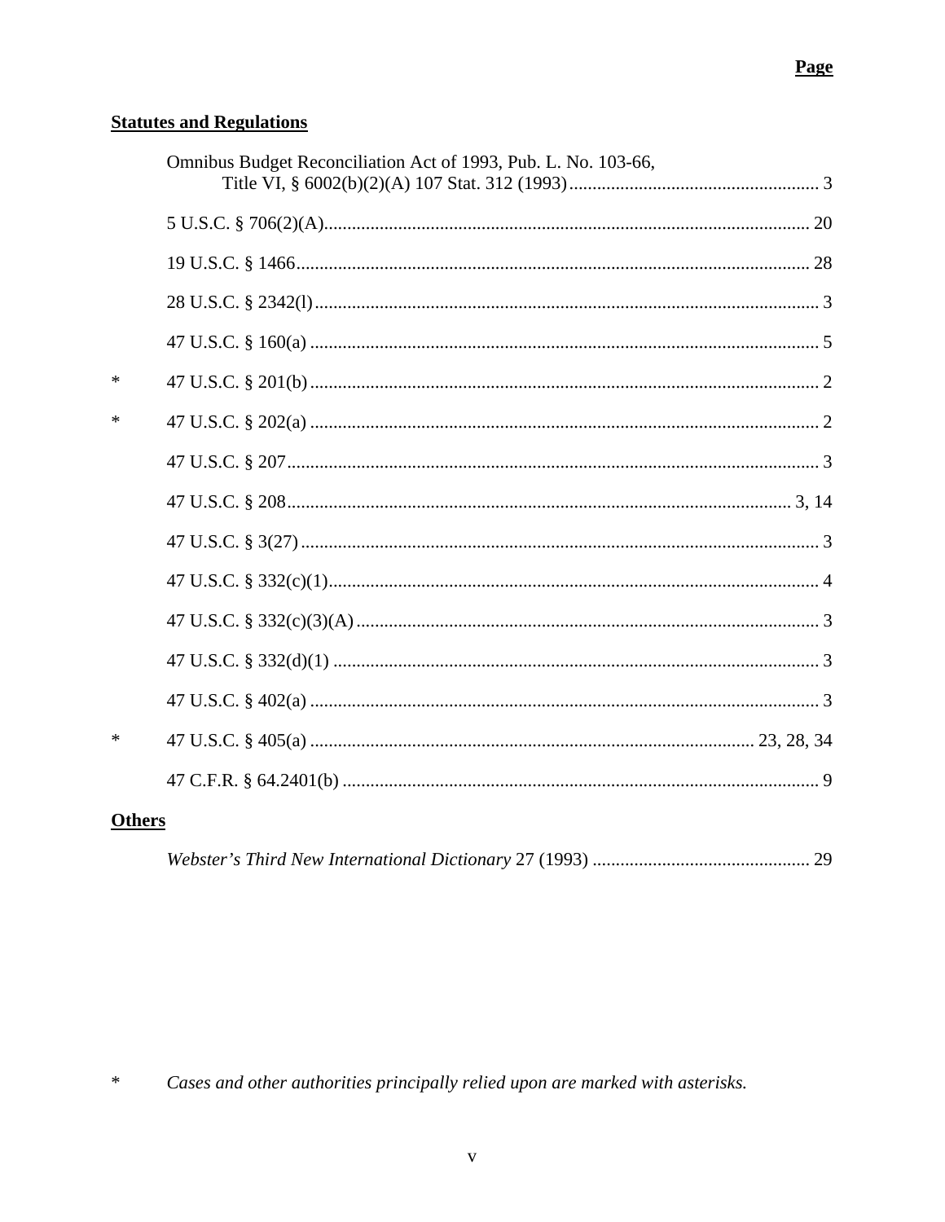**Page**

**Statutes and Regulations**

| | | |
|---|---|---|
| | Omnibus Budget Reconciliation Act of 1993, Pub. L. No. 103-66, Title VI, § 6002(b)(2)(A) 107 Stat. 312 (1993) | 3 |
| | 5 U.S.C. § 706(2)(A) | 20 |
| | 19 U.S.C. § 1466 | 28 |
| | 28 U.S.C. § 2342(l) | 3 |
| | 47 U.S.C. § 160(a) | 5 |
| * | 47 U.S.C. § 201(b) | 2 |
| * | 47 U.S.C. § 202(a) | 2 |
| | 47 U.S.C. § 207 | 3 |
| | 47 U.S.C. § 208 | 3, 14 |
| | 47 U.S.C. § 3(27) | 3 |
| | 47 U.S.C. § 332(c)(1) | 4 |
| | 47 U.S.C. § 332(c)(3)(A) | 3 |
| | 47 U.S.C. § 332(d)(1) | 3 |
| | 47 U.S.C. § 402(a) | 3 |
| * | 47 U.S.C. § 405(a) | 23, 28, 34 |
| | 47 C.F.R. § 64.2401(b) | 9 |

**Others**

| | | |
|---|---|---|
| | *Webster's Third New International Dictionary* 27 (1993) | 29 |

\* *Cases and other authorities principally relied upon are marked with asterisks.*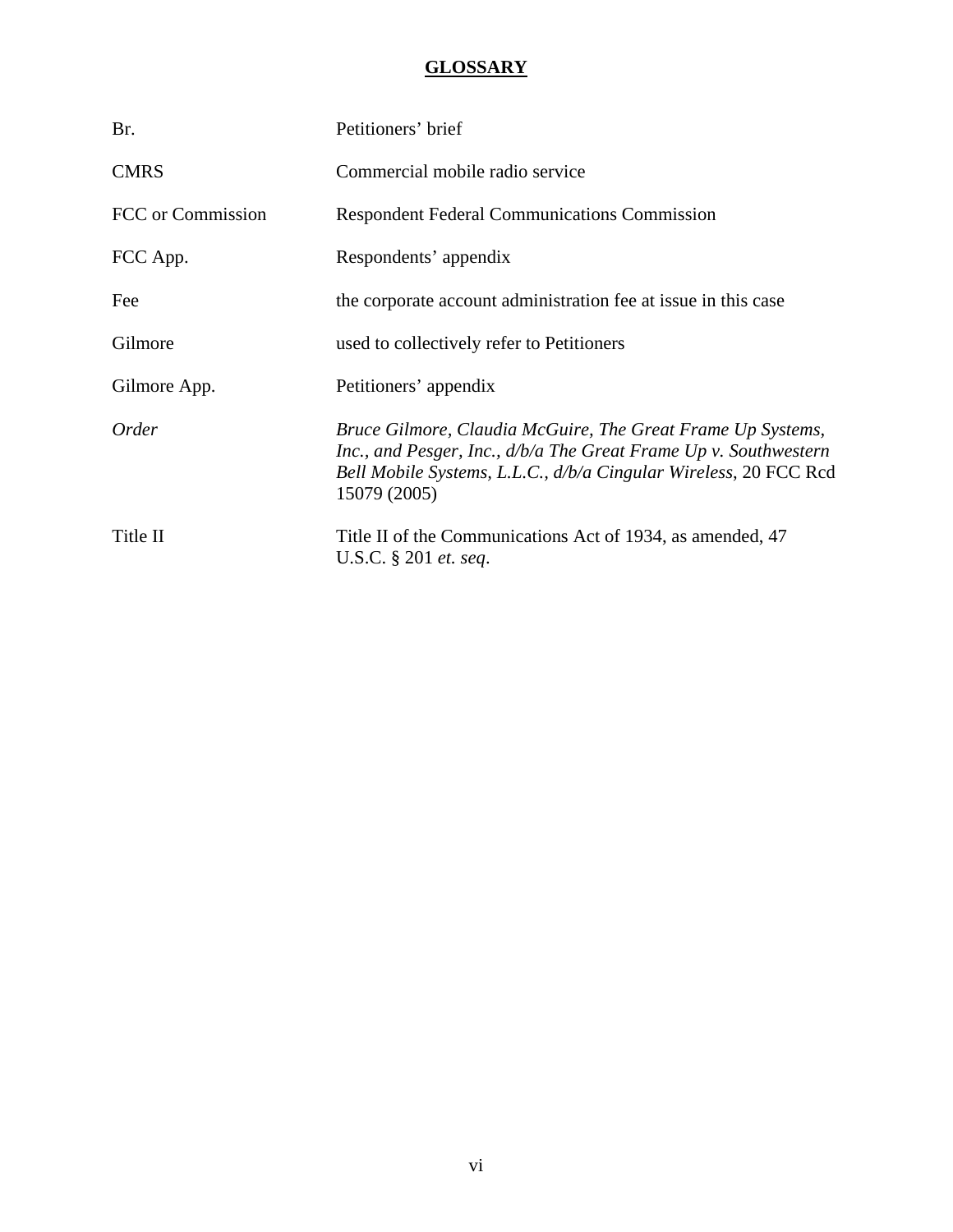# GLOSSARY

| | |
|---|---|
| Br. | Petitioners' brief |
| CMRS | Commercial mobile radio service |
| FCC or Commission | Respondent Federal Communications Commission |
| FCC App. | Respondents' appendix |
| Fee | the corporate account administration fee at issue in this case |
| Gilmore | used to collectively refer to Petitioners |
| Gilmore App. | Petitioners' appendix |
| *Order* | *Bruce Gilmore, Claudia McGuire, The Great Frame Up Systems, Inc., and Pesger, Inc., d/b/a The Great Frame Up v. Southwestern Bell Mobile Systems, L.L.C., d/b/a Cingular Wireless*, 20 FCC Rcd 15079 (2005) |
| Title II | Title II of the Communications Act of 1934, as amended, 47 U.S.C. § 201 *et. seq*. |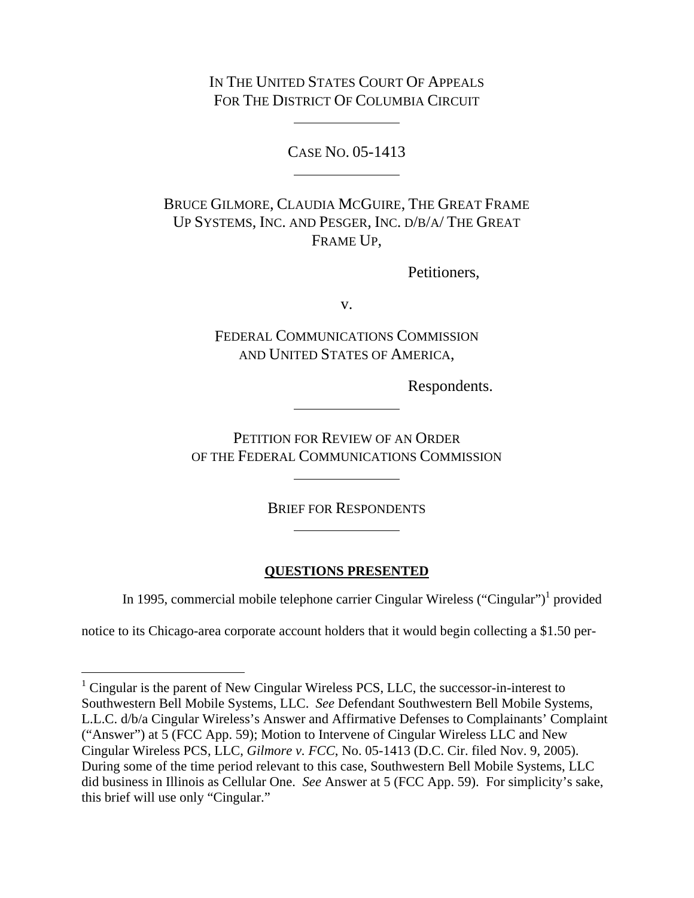IN THE UNITED STATES COURT OF APPEALS
FOR THE DISTRICT OF COLUMBIA CIRCUIT

---

CASE NO. 05-1413

---

BRUCE GILMORE, CLAUDIA MCGUIRE, THE GREAT FRAME UP SYSTEMS, INC. AND PESGER, INC. D/B/A/ THE GREAT FRAME UP,

Petitioners,

v.

FEDERAL COMMUNICATIONS COMMISSION AND UNITED STATES OF AMERICA,

Respondents.

---

PETITION FOR REVIEW OF AN ORDER OF THE FEDERAL COMMUNICATIONS COMMISSION

---

BRIEF FOR RESPONDENTS

---

## QUESTIONS PRESENTED

In 1995, commercial mobile telephone carrier Cingular Wireless ("Cingular")[1] provided notice to its Chicago-area corporate account holders that it would begin collecting a $1.50 per-

[1] Cingular is the parent of New Cingular Wireless PCS, LLC, the successor-in-interest to Southwestern Bell Mobile Systems, LLC. *See* Defendant Southwestern Bell Mobile Systems, L.L.C. d/b/a Cingular Wireless's Answer and Affirmative Defenses to Complainants' Complaint ("Answer") at 5 (FCC App. 59); Motion to Intervene of Cingular Wireless LLC and New Cingular Wireless PCS, LLC, *Gilmore v. FCC*, No. 05-1413 (D.C. Cir. filed Nov. 9, 2005). During some of the time period relevant to this case, Southwestern Bell Mobile Systems, LLC did business in Illinois as Cellular One. *See* Answer at 5 (FCC App. 59). For simplicity's sake, this brief will use only "Cingular."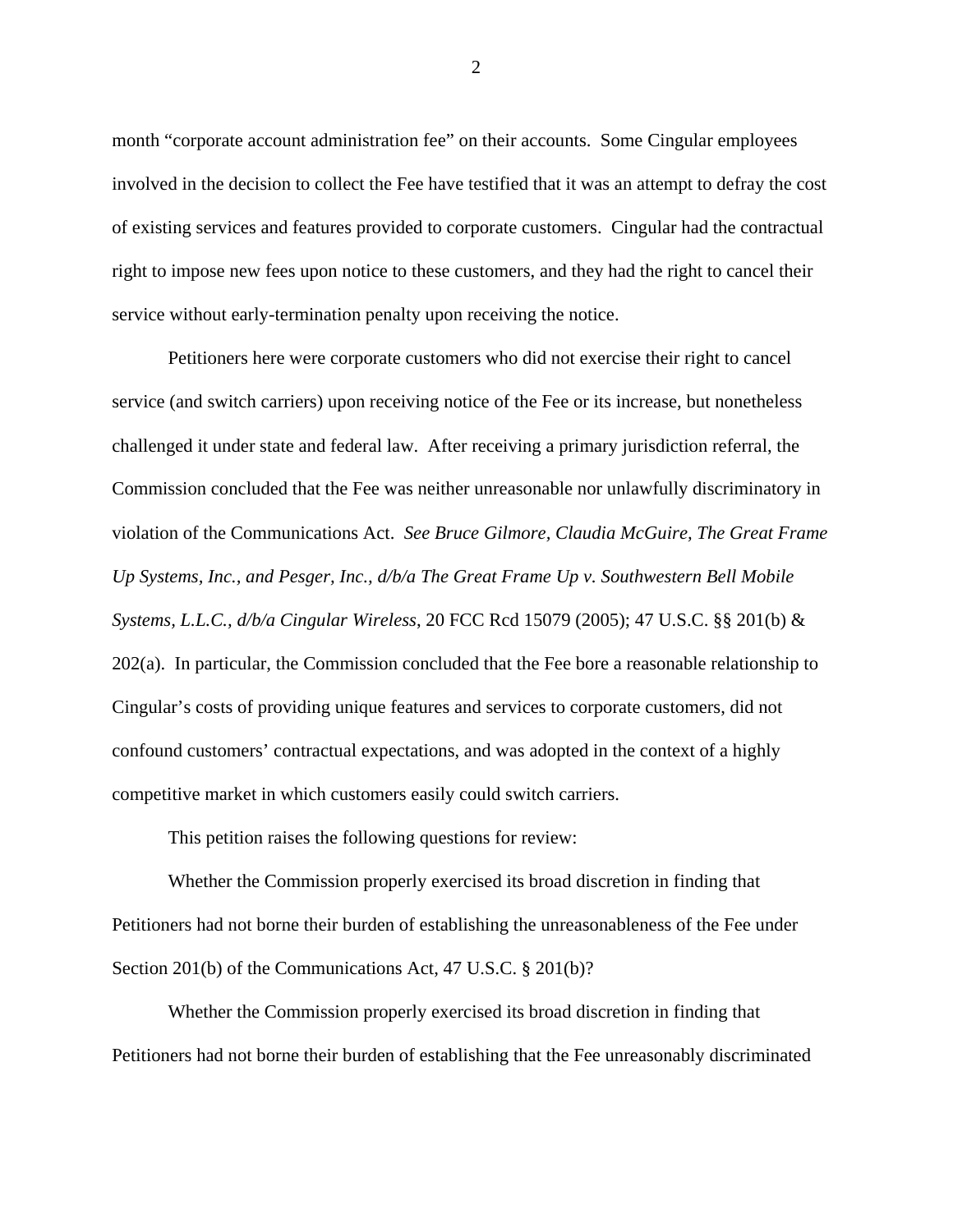month “corporate account administration fee” on their accounts. Some Cingular employees involved in the decision to collect the Fee have testified that it was an attempt to defray the cost of existing services and features provided to corporate customers. Cingular had the contractual right to impose new fees upon notice to these customers, and they had the right to cancel their service without early-termination penalty upon receiving the notice.

Petitioners here were corporate customers who did not exercise their right to cancel service (and switch carriers) upon receiving notice of the Fee or its increase, but nonetheless challenged it under state and federal law. After receiving a primary jurisdiction referral, the Commission concluded that the Fee was neither unreasonable nor unlawfully discriminatory in violation of the Communications Act. *See Bruce Gilmore, Claudia McGuire, The Great Frame Up Systems, Inc., and Pesger, Inc., d/b/a The Great Frame Up v. Southwestern Bell Mobile Systems, L.L.C., d/b/a Cingular Wireless*, 20 FCC Rcd 15079 (2005); 47 U.S.C. §§ 201(b) & 202(a). In particular, the Commission concluded that the Fee bore a reasonable relationship to Cingular’s costs of providing unique features and services to corporate customers, did not confound customers’ contractual expectations, and was adopted in the context of a highly competitive market in which customers easily could switch carriers.

This petition raises the following questions for review:

Whether the Commission properly exercised its broad discretion in finding that Petitioners had not borne their burden of establishing the unreasonableness of the Fee under Section 201(b) of the Communications Act, 47 U.S.C. § 201(b)?

Whether the Commission properly exercised its broad discretion in finding that Petitioners had not borne their burden of establishing that the Fee unreasonably discriminated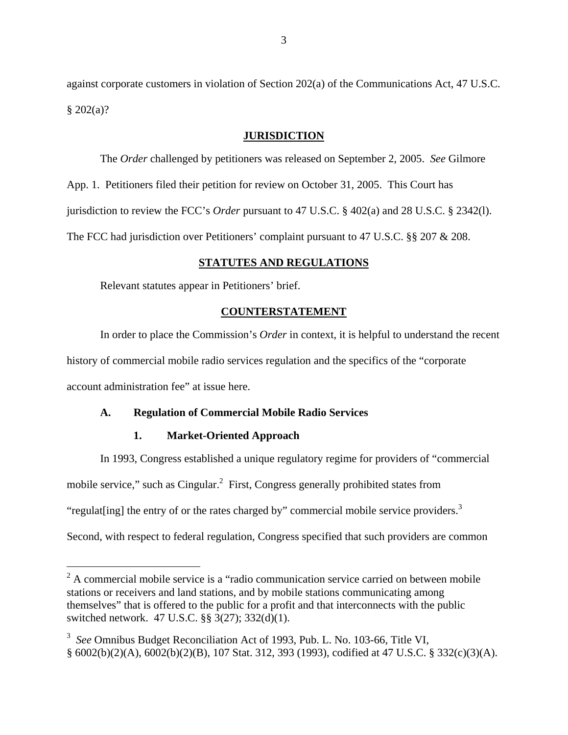against corporate customers in violation of Section 202(a) of the Communications Act, 47 U.S.C. § 202(a)?

## JURISDICTION

The *Order* challenged by petitioners was released on September 2, 2005. *See* Gilmore App. 1. Petitioners filed their petition for review on October 31, 2005. This Court has jurisdiction to review the FCC's *Order* pursuant to 47 U.S.C. § 402(a) and 28 U.S.C. § 2342(l). The FCC had jurisdiction over Petitioners' complaint pursuant to 47 U.S.C. §§ 207 & 208.

## STATUTES AND REGULATIONS

Relevant statutes appear in Petitioners' brief.

## COUNTERSTATEMENT

In order to place the Commission's *Order* in context, it is helpful to understand the recent history of commercial mobile radio services regulation and the specifics of the "corporate account administration fee" at issue here.

### A. Regulation of Commercial Mobile Radio Services

#### 1. Market-Oriented Approach

In 1993, Congress established a unique regulatory regime for providers of "commercial mobile service," such as Cingular.[2] First, Congress generally prohibited states from "regulat[ing] the entry of or the rates charged by" commercial mobile service providers.[3] Second, with respect to federal regulation, Congress specified that such providers are common

---

[2] A commercial mobile service is a "radio communication service carried on between mobile stations or receivers and land stations, and by mobile stations communicating among themselves" that is offered to the public for a profit and that interconnects with the public switched network. 47 U.S.C. §§ 3(27); 332(d)(1).

[3] *See* Omnibus Budget Reconciliation Act of 1993, Pub. L. No. 103-66, Title VI, § 6002(b)(2)(A), 6002(b)(2)(B), 107 Stat. 312, 393 (1993), codified at 47 U.S.C. § 332(c)(3)(A).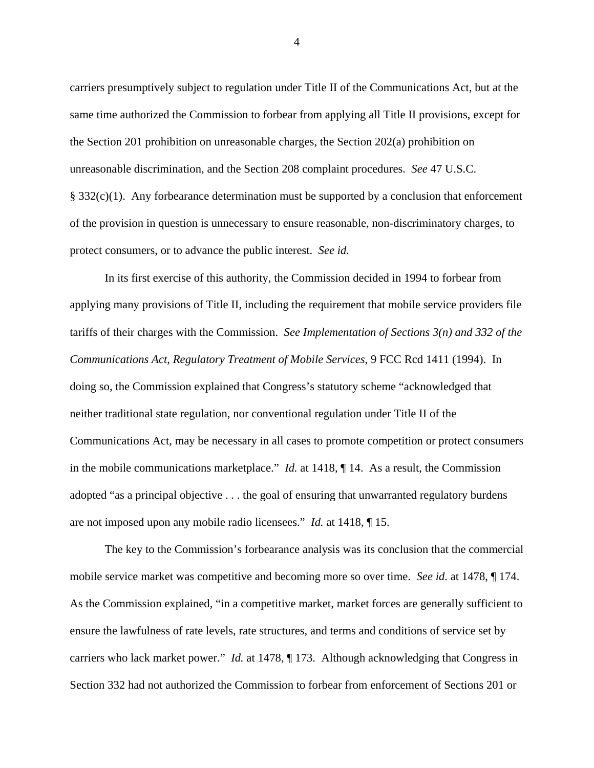carriers presumptively subject to regulation under Title II of the Communications Act, but at the same time authorized the Commission to forbear from applying all Title II provisions, except for the Section 201 prohibition on unreasonable charges, the Section 202(a) prohibition on unreasonable discrimination, and the Section 208 complaint procedures. *See* 47 U.S.C. § 332(c)(1). Any forbearance determination must be supported by a conclusion that enforcement of the provision in question is unnecessary to ensure reasonable, non-discriminatory charges, to protect consumers, or to advance the public interest. *See id.*

In its first exercise of this authority, the Commission decided in 1994 to forbear from applying many provisions of Title II, including the requirement that mobile service providers file tariffs of their charges with the Commission. *See Implementation of Sections 3(n) and 332 of the Communications Act, Regulatory Treatment of Mobile Services*, 9 FCC Rcd 1411 (1994). In doing so, the Commission explained that Congress's statutory scheme "acknowledged that neither traditional state regulation, nor conventional regulation under Title II of the Communications Act, may be necessary in all cases to promote competition or protect consumers in the mobile communications marketplace." *Id.* at 1418, ¶ 14. As a result, the Commission adopted "as a principal objective . . . the goal of ensuring that unwarranted regulatory burdens are not imposed upon any mobile radio licensees." *Id.* at 1418, ¶ 15.

The key to the Commission's forbearance analysis was its conclusion that the commercial mobile service market was competitive and becoming more so over time. *See id.* at 1478, ¶ 174. As the Commission explained, "in a competitive market, market forces are generally sufficient to ensure the lawfulness of rate levels, rate structures, and terms and conditions of service set by carriers who lack market power." *Id.* at 1478, ¶ 173. Although acknowledging that Congress in Section 332 had not authorized the Commission to forbear from enforcement of Sections 201 or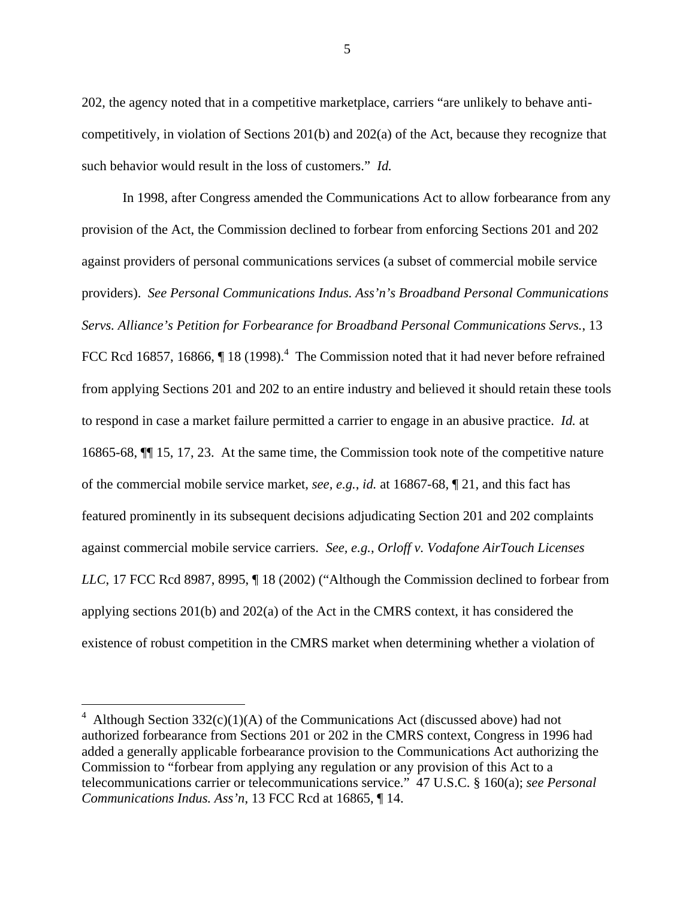202, the agency noted that in a competitive marketplace, carriers "are unlikely to behave anti-competitively, in violation of Sections 201(b) and 202(a) of the Act, because they recognize that such behavior would result in the loss of customers." *Id.*

In 1998, after Congress amended the Communications Act to allow forbearance from any provision of the Act, the Commission declined to forbear from enforcing Sections 201 and 202 against providers of personal communications services (a subset of commercial mobile service providers). *See Personal Communications Indus. Ass'n's Broadband Personal Communications Servs. Alliance's Petition for Forbearance for Broadband Personal Communications Servs.*, 13 FCC Rcd 16857, 16866, ¶ 18 (1998).[4] The Commission noted that it had never before refrained from applying Sections 201 and 202 to an entire industry and believed it should retain these tools to respond in case a market failure permitted a carrier to engage in an abusive practice. *Id.* at 16865-68, ¶¶ 15, 17, 23. At the same time, the Commission took note of the competitive nature of the commercial mobile service market, *see, e.g.*, *id.* at 16867-68, ¶ 21, and this fact has featured prominently in its subsequent decisions adjudicating Section 201 and 202 complaints against commercial mobile service carriers. *See, e.g.*, *Orloff v. Vodafone AirTouch Licenses LLC*, 17 FCC Rcd 8987, 8995, ¶ 18 (2002) ("Although the Commission declined to forbear from applying sections 201(b) and 202(a) of the Act in the CMRS context, it has considered the existence of robust competition in the CMRS market when determining whether a violation of

[4] Although Section 332(c)(1)(A) of the Communications Act (discussed above) had not authorized forbearance from Sections 201 or 202 in the CMRS context, Congress in 1996 had added a generally applicable forbearance provision to the Communications Act authorizing the Commission to "forbear from applying any regulation or any provision of this Act to a telecommunications carrier or telecommunications service." 47 U.S.C. § 160(a); *see Personal Communications Indus. Ass'n*, 13 FCC Rcd at 16865, ¶ 14.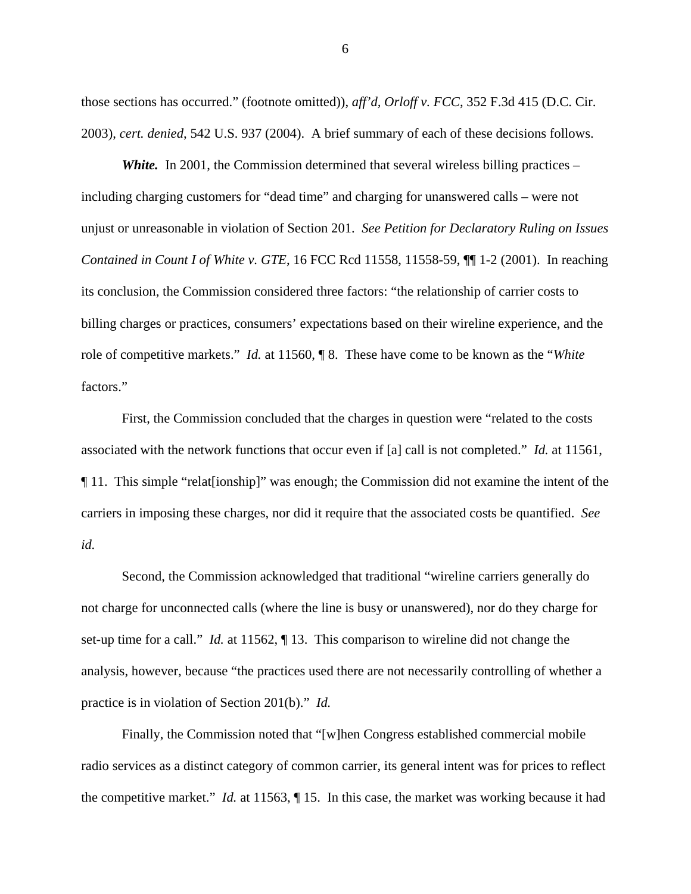those sections has occurred." (footnote omitted)), *aff'd*, *Orloff v. FCC*, 352 F.3d 415 (D.C. Cir. 2003), *cert. denied*, 542 U.S. 937 (2004). A brief summary of each of these decisions follows.

***White.*** In 2001, the Commission determined that several wireless billing practices – including charging customers for "dead time" and charging for unanswered calls – were not unjust or unreasonable in violation of Section 201. *See Petition for Declaratory Ruling on Issues Contained in Count I of White v. GTE*, 16 FCC Rcd 11558, 11558-59, ¶¶ 1-2 (2001). In reaching its conclusion, the Commission considered three factors: "the relationship of carrier costs to billing charges or practices, consumers' expectations based on their wireline experience, and the role of competitive markets." *Id.* at 11560, ¶ 8. These have come to be known as the "*White* factors."

First, the Commission concluded that the charges in question were "related to the costs associated with the network functions that occur even if [a] call is not completed." *Id.* at 11561, ¶ 11. This simple "relat[ionship]" was enough; the Commission did not examine the intent of the carriers in imposing these charges, nor did it require that the associated costs be quantified. *See id.*

Second, the Commission acknowledged that traditional "wireline carriers generally do not charge for unconnected calls (where the line is busy or unanswered), nor do they charge for set-up time for a call." *Id.* at 11562, ¶ 13. This comparison to wireline did not change the analysis, however, because "the practices used there are not necessarily controlling of whether a practice is in violation of Section 201(b)." *Id.*

Finally, the Commission noted that "[w]hen Congress established commercial mobile radio services as a distinct category of common carrier, its general intent was for prices to reflect the competitive market." *Id.* at 11563, ¶ 15. In this case, the market was working because it had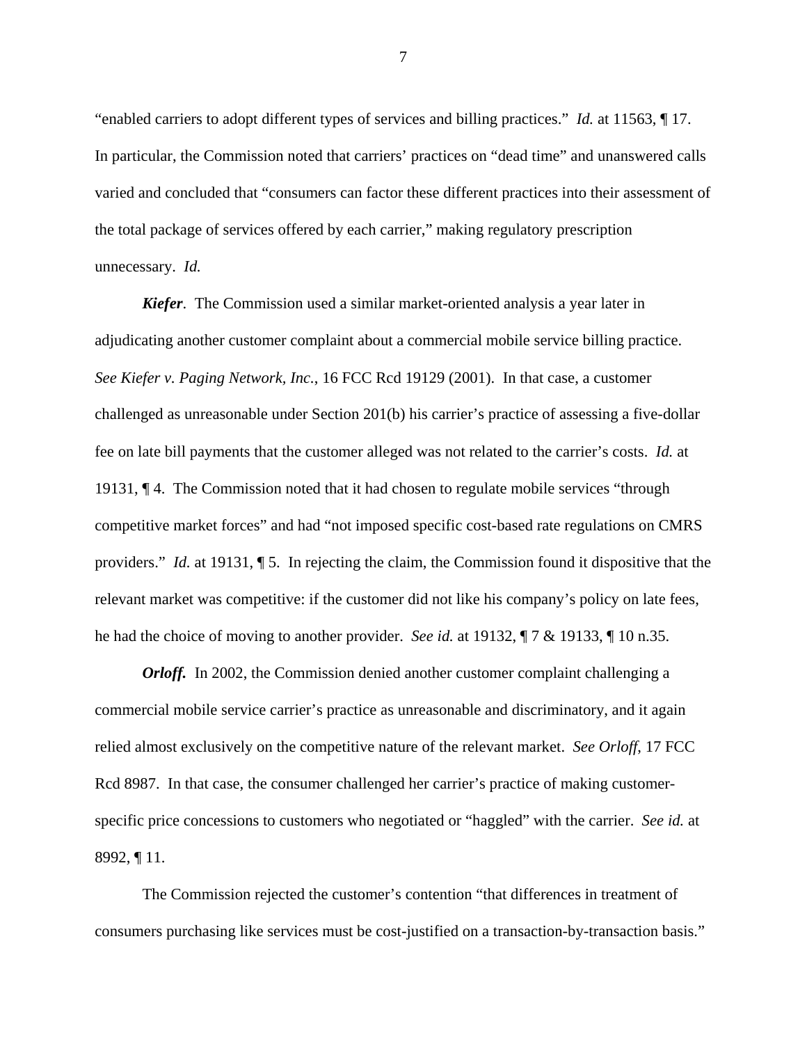"enabled carriers to adopt different types of services and billing practices." *Id.* at 11563, ¶ 17. In particular, the Commission noted that carriers' practices on "dead time" and unanswered calls varied and concluded that "consumers can factor these different practices into their assessment of the total package of services offered by each carrier," making regulatory prescription unnecessary. *Id.*

***Kiefer***. The Commission used a similar market-oriented analysis a year later in adjudicating another customer complaint about a commercial mobile service billing practice. *See Kiefer v. Paging Network, Inc.*, 16 FCC Rcd 19129 (2001). In that case, a customer challenged as unreasonable under Section 201(b) his carrier's practice of assessing a five-dollar fee on late bill payments that the customer alleged was not related to the carrier's costs. *Id.* at 19131, ¶ 4. The Commission noted that it had chosen to regulate mobile services "through competitive market forces" and had "not imposed specific cost-based rate regulations on CMRS providers." *Id.* at 19131, ¶ 5. In rejecting the claim, the Commission found it dispositive that the relevant market was competitive: if the customer did not like his company's policy on late fees, he had the choice of moving to another provider. *See id.* at 19132, ¶ 7 & 19133, ¶ 10 n.35.

***Orloff.*** In 2002, the Commission denied another customer complaint challenging a commercial mobile service carrier's practice as unreasonable and discriminatory, and it again relied almost exclusively on the competitive nature of the relevant market. *See Orloff*, 17 FCC Rcd 8987. In that case, the consumer challenged her carrier's practice of making customer-specific price concessions to customers who negotiated or "haggled" with the carrier. *See id.* at 8992, ¶ 11.

The Commission rejected the customer's contention "that differences in treatment of consumers purchasing like services must be cost-justified on a transaction-by-transaction basis."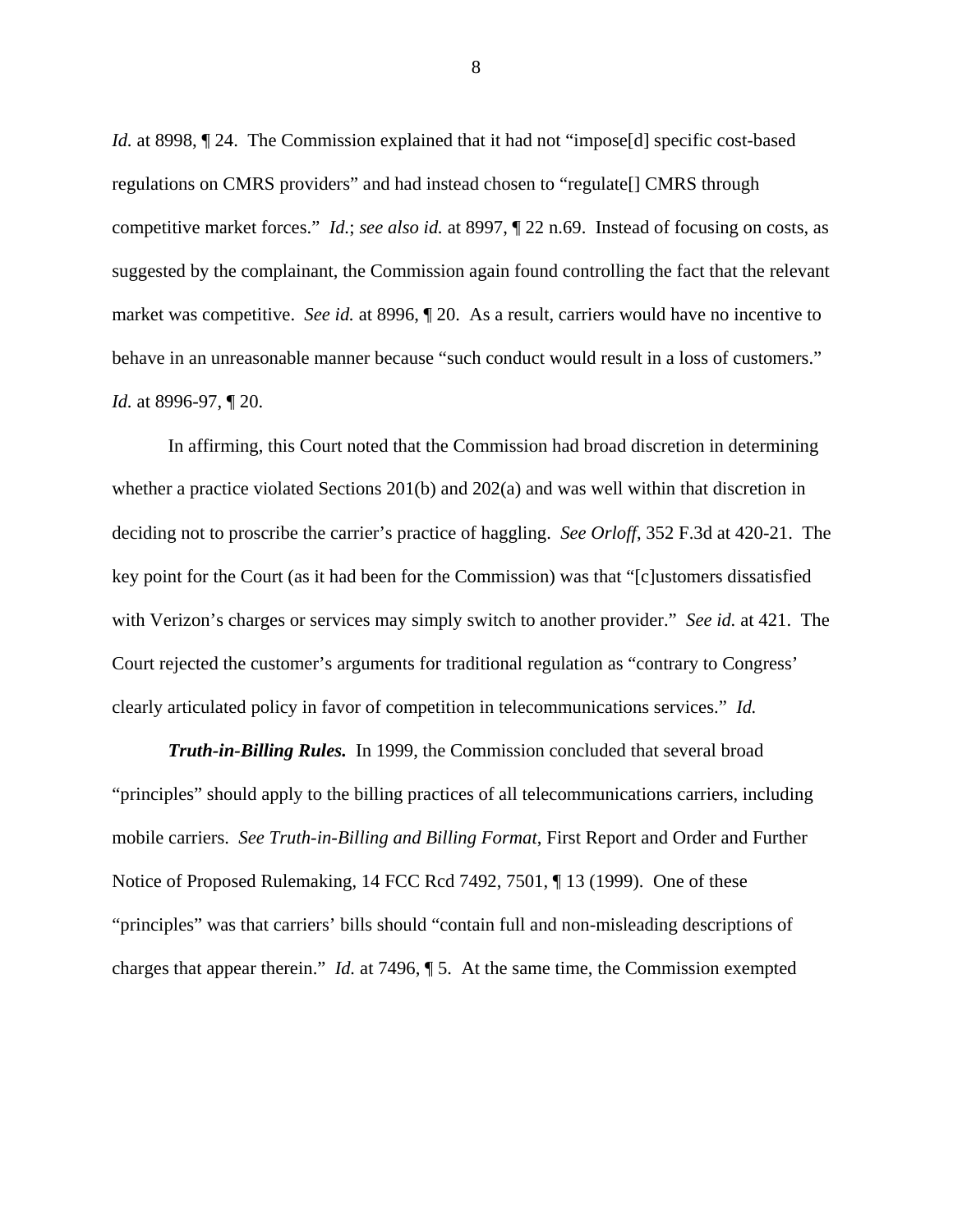*Id.* at 8998, ¶ 24. The Commission explained that it had not "impose[d] specific cost-based regulations on CMRS providers" and had instead chosen to "regulate[] CMRS through competitive market forces." *Id.*; *see also id.* at 8997, ¶ 22 n.69. Instead of focusing on costs, as suggested by the complainant, the Commission again found controlling the fact that the relevant market was competitive. *See id.* at 8996, ¶ 20. As a result, carriers would have no incentive to behave in an unreasonable manner because "such conduct would result in a loss of customers." *Id.* at 8996-97, ¶ 20.

In affirming, this Court noted that the Commission had broad discretion in determining whether a practice violated Sections 201(b) and 202(a) and was well within that discretion in deciding not to proscribe the carrier's practice of haggling. *See Orloff*, 352 F.3d at 420-21. The key point for the Court (as it had been for the Commission) was that "[c]ustomers dissatisfied with Verizon's charges or services may simply switch to another provider." *See id.* at 421. The Court rejected the customer's arguments for traditional regulation as "contrary to Congress' clearly articulated policy in favor of competition in telecommunications services." *Id.*

***Truth-in-Billing Rules.*** In 1999, the Commission concluded that several broad "principles" should apply to the billing practices of all telecommunications carriers, including mobile carriers. *See Truth-in-Billing and Billing Format*, First Report and Order and Further Notice of Proposed Rulemaking, 14 FCC Rcd 7492, 7501, ¶ 13 (1999). One of these "principles" was that carriers' bills should "contain full and non-misleading descriptions of charges that appear therein." *Id.* at 7496, ¶ 5. At the same time, the Commission exempted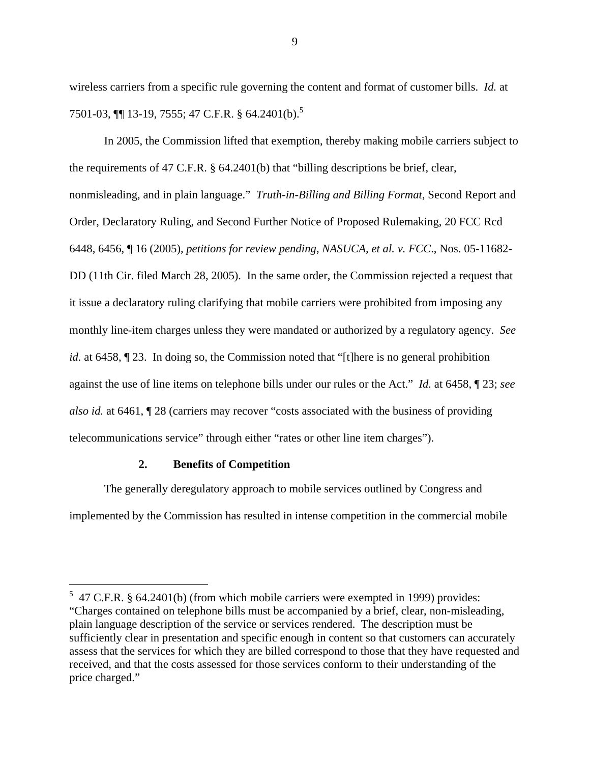wireless carriers from a specific rule governing the content and format of customer bills. *Id.* at 7501-03, ¶¶ 13-19, 7555; 47 C.F.R. § 64.2401(b).[5]

In 2005, the Commission lifted that exemption, thereby making mobile carriers subject to the requirements of 47 C.F.R. § 64.2401(b) that "billing descriptions be brief, clear, nonmisleading, and in plain language." *Truth-in-Billing and Billing Format*, Second Report and Order, Declaratory Ruling, and Second Further Notice of Proposed Rulemaking, 20 FCC Rcd 6448, 6456, ¶ 16 (2005), *petitions for review pending*, *NASUCA, et al. v. FCC*., Nos. 05-11682-DD (11th Cir. filed March 28, 2005). In the same order, the Commission rejected a request that it issue a declaratory ruling clarifying that mobile carriers were prohibited from imposing any monthly line-item charges unless they were mandated or authorized by a regulatory agency. *See id.* at 6458, ¶ 23. In doing so, the Commission noted that "[t]here is no general prohibition against the use of line items on telephone bills under our rules or the Act." *Id.* at 6458, ¶ 23; *see also id.* at 6461, ¶ 28 (carriers may recover "costs associated with the business of providing telecommunications service" through either "rates or other line item charges").

### 2. Benefits of Competition

The generally deregulatory approach to mobile services outlined by Congress and implemented by the Commission has resulted in intense competition in the commercial mobile

---

[5] 47 C.F.R. § 64.2401(b) (from which mobile carriers were exempted in 1999) provides: "Charges contained on telephone bills must be accompanied by a brief, clear, non-misleading, plain language description of the service or services rendered. The description must be sufficiently clear in presentation and specific enough in content so that customers can accurately assess that the services for which they are billed correspond to those that they have requested and received, and that the costs assessed for those services conform to their understanding of the price charged."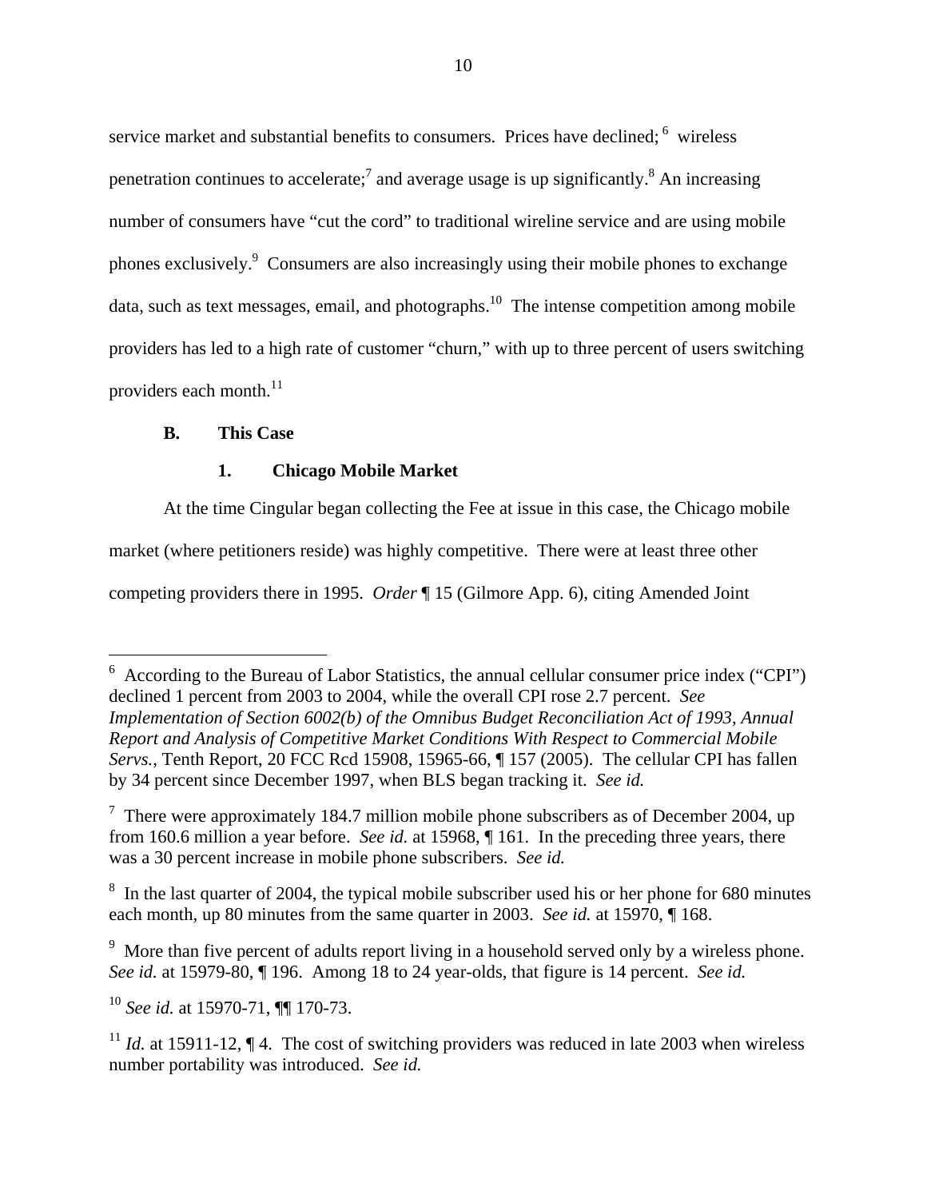service market and substantial benefits to consumers. Prices have declined; [6] wireless penetration continues to accelerate;[7] and average usage is up significantly.[8] An increasing number of consumers have "cut the cord" to traditional wireline service and are using mobile phones exclusively.[9] Consumers are also increasingly using their mobile phones to exchange data, such as text messages, email, and photographs.[10] The intense competition among mobile providers has led to a high rate of customer "churn," with up to three percent of users switching providers each month.[11]

**B. This Case**

**1. Chicago Mobile Market**

At the time Cingular began collecting the Fee at issue in this case, the Chicago mobile market (where petitioners reside) was highly competitive. There were at least three other competing providers there in 1995. *Order* ¶ 15 (Gilmore App. 6), citing Amended Joint

---

[6] According to the Bureau of Labor Statistics, the annual cellular consumer price index ("CPI") declined 1 percent from 2003 to 2004, while the overall CPI rose 2.7 percent. *See Implementation of Section 6002(b) of the Omnibus Budget Reconciliation Act of 1993, Annual Report and Analysis of Competitive Market Conditions With Respect to Commercial Mobile Servs.*, Tenth Report, 20 FCC Rcd 15908, 15965-66, ¶ 157 (2005). The cellular CPI has fallen by 34 percent since December 1997, when BLS began tracking it. *See id.*

[7] There were approximately 184.7 million mobile phone subscribers as of December 2004, up from 160.6 million a year before. *See id.* at 15968, ¶ 161. In the preceding three years, there was a 30 percent increase in mobile phone subscribers. *See id.*

[8] In the last quarter of 2004, the typical mobile subscriber used his or her phone for 680 minutes each month, up 80 minutes from the same quarter in 2003. *See id.* at 15970, ¶ 168.

[9] More than five percent of adults report living in a household served only by a wireless phone. *See id.* at 15979-80, ¶ 196. Among 18 to 24 year-olds, that figure is 14 percent. *See id.*

[10] *See id.* at 15970-71, ¶¶ 170-73.

[11] *Id.* at 15911-12, ¶ 4. The cost of switching providers was reduced in late 2003 when wireless number portability was introduced. *See id.*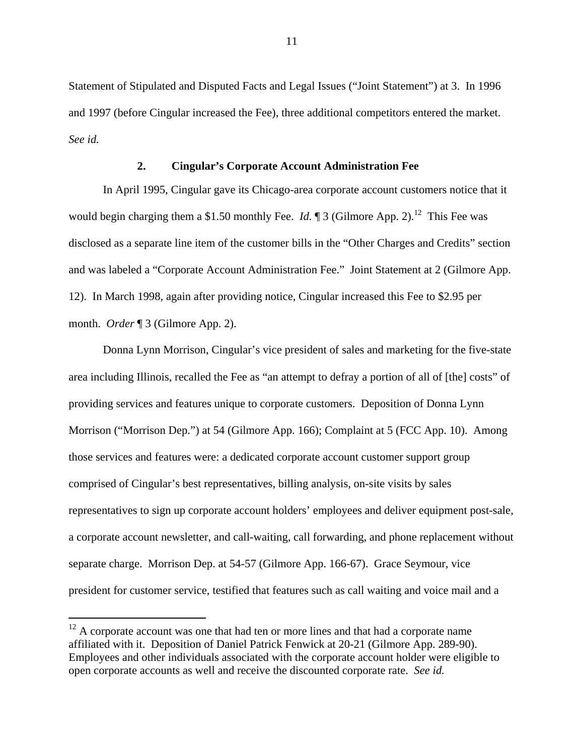Statement of Stipulated and Disputed Facts and Legal Issues ("Joint Statement") at 3. In 1996 and 1997 (before Cingular increased the Fee), three additional competitors entered the market. *See id.*

### 2. Cingular's Corporate Account Administration Fee

In April 1995, Cingular gave its Chicago-area corporate account customers notice that it would begin charging them a $1.50 monthly Fee. *Id.* ¶ 3 (Gilmore App. 2).[12] This Fee was disclosed as a separate line item of the customer bills in the "Other Charges and Credits" section and was labeled a "Corporate Account Administration Fee." Joint Statement at 2 (Gilmore App. 12). In March 1998, again after providing notice, Cingular increased this Fee to $2.95 per month. *Order* ¶ 3 (Gilmore App. 2).

Donna Lynn Morrison, Cingular's vice president of sales and marketing for the five-state area including Illinois, recalled the Fee as "an attempt to defray a portion of all of [the] costs" of providing services and features unique to corporate customers. Deposition of Donna Lynn Morrison ("Morrison Dep.") at 54 (Gilmore App. 166); Complaint at 5 (FCC App. 10). Among those services and features were: a dedicated corporate account customer support group comprised of Cingular's best representatives, billing analysis, on-site visits by sales representatives to sign up corporate account holders' employees and deliver equipment post-sale, a corporate account newsletter, and call-waiting, call forwarding, and phone replacement without separate charge. Morrison Dep. at 54-57 (Gilmore App. 166-67). Grace Seymour, vice president for customer service, testified that features such as call waiting and voice mail and a

---

[12] A corporate account was one that had ten or more lines and that had a corporate name affiliated with it. Deposition of Daniel Patrick Fenwick at 20-21 (Gilmore App. 289-90). Employees and other individuals associated with the corporate account holder were eligible to open corporate accounts as well and receive the discounted corporate rate. *See id.*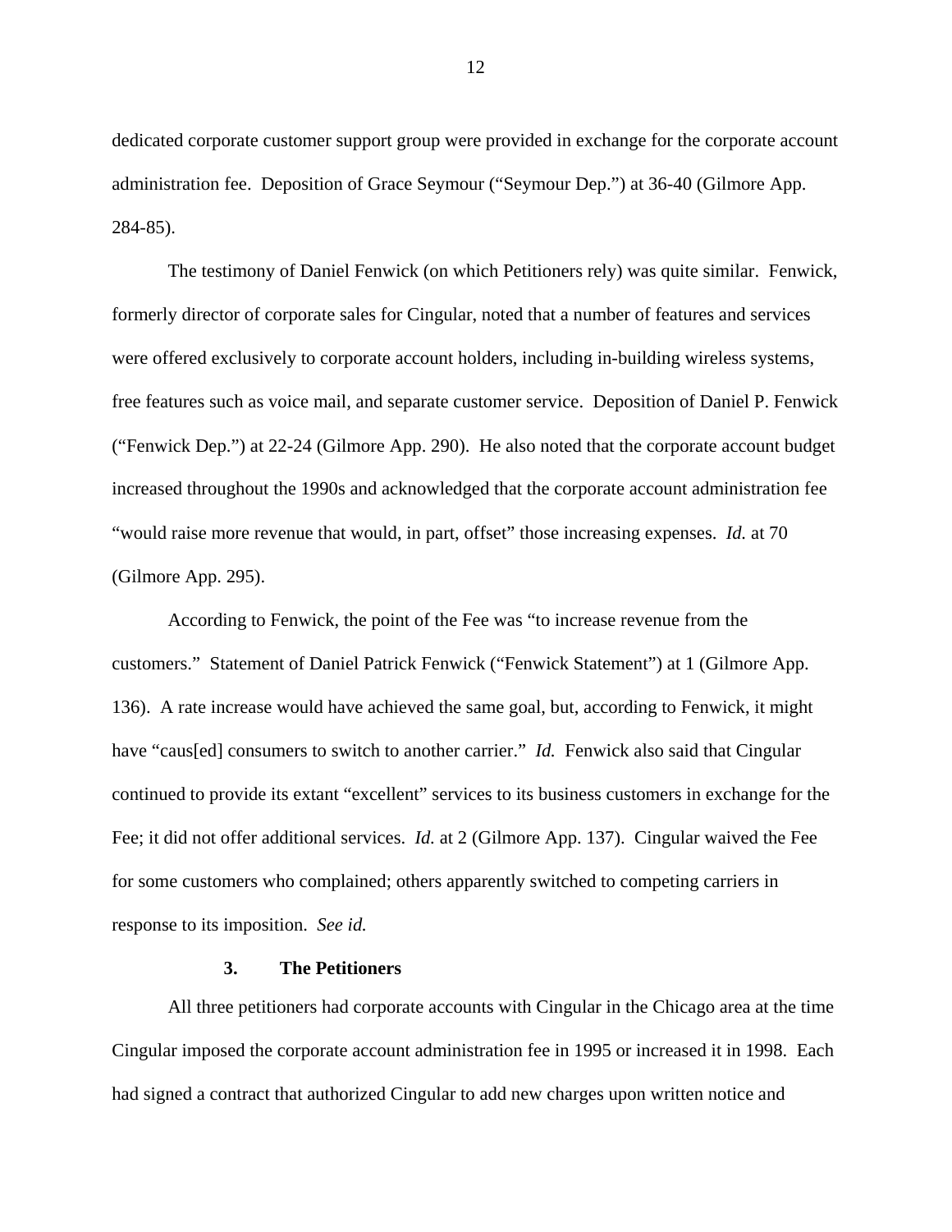dedicated corporate customer support group were provided in exchange for the corporate account administration fee. Deposition of Grace Seymour ("Seymour Dep.") at 36-40 (Gilmore App. 284-85).

The testimony of Daniel Fenwick (on which Petitioners rely) was quite similar. Fenwick, formerly director of corporate sales for Cingular, noted that a number of features and services were offered exclusively to corporate account holders, including in-building wireless systems, free features such as voice mail, and separate customer service. Deposition of Daniel P. Fenwick ("Fenwick Dep.") at 22-24 (Gilmore App. 290). He also noted that the corporate account budget increased throughout the 1990s and acknowledged that the corporate account administration fee "would raise more revenue that would, in part, offset" those increasing expenses. *Id.* at 70 (Gilmore App. 295).

According to Fenwick, the point of the Fee was "to increase revenue from the customers." Statement of Daniel Patrick Fenwick ("Fenwick Statement") at 1 (Gilmore App. 136). A rate increase would have achieved the same goal, but, according to Fenwick, it might have "caus[ed] consumers to switch to another carrier." *Id.* Fenwick also said that Cingular continued to provide its extant "excellent" services to its business customers in exchange for the Fee; it did not offer additional services. *Id.* at 2 (Gilmore App. 137). Cingular waived the Fee for some customers who complained; others apparently switched to competing carriers in response to its imposition. *See id.*

### 3. The Petitioners

All three petitioners had corporate accounts with Cingular in the Chicago area at the time Cingular imposed the corporate account administration fee in 1995 or increased it in 1998. Each had signed a contract that authorized Cingular to add new charges upon written notice and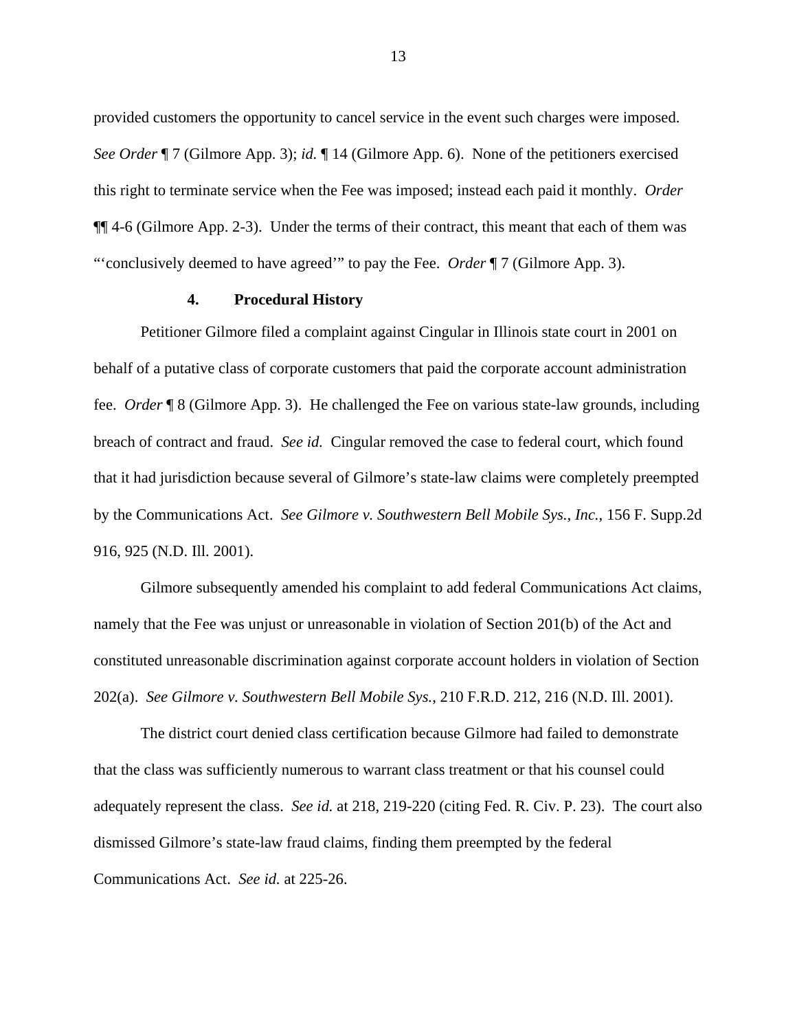provided customers the opportunity to cancel service in the event such charges were imposed. *See Order* ¶ 7 (Gilmore App. 3); *id.* ¶ 14 (Gilmore App. 6). None of the petitioners exercised this right to terminate service when the Fee was imposed; instead each paid it monthly. *Order* ¶¶ 4-6 (Gilmore App. 2-3). Under the terms of their contract, this meant that each of them was "'conclusively deemed to have agreed'" to pay the Fee. *Order* ¶ 7 (Gilmore App. 3).

#### 4. Procedural History

Petitioner Gilmore filed a complaint against Cingular in Illinois state court in 2001 on behalf of a putative class of corporate customers that paid the corporate account administration fee. *Order* ¶ 8 (Gilmore App. 3). He challenged the Fee on various state-law grounds, including breach of contract and fraud. *See id.* Cingular removed the case to federal court, which found that it had jurisdiction because several of Gilmore's state-law claims were completely preempted by the Communications Act. *See Gilmore v. Southwestern Bell Mobile Sys., Inc.*, 156 F. Supp.2d 916, 925 (N.D. Ill. 2001).

Gilmore subsequently amended his complaint to add federal Communications Act claims, namely that the Fee was unjust or unreasonable in violation of Section 201(b) of the Act and constituted unreasonable discrimination against corporate account holders in violation of Section 202(a). *See Gilmore v. Southwestern Bell Mobile Sys.*, 210 F.R.D. 212, 216 (N.D. Ill. 2001).

The district court denied class certification because Gilmore had failed to demonstrate that the class was sufficiently numerous to warrant class treatment or that his counsel could adequately represent the class. *See id.* at 218, 219-220 (citing Fed. R. Civ. P. 23). The court also dismissed Gilmore's state-law fraud claims, finding them preempted by the federal Communications Act. *See id.* at 225-26.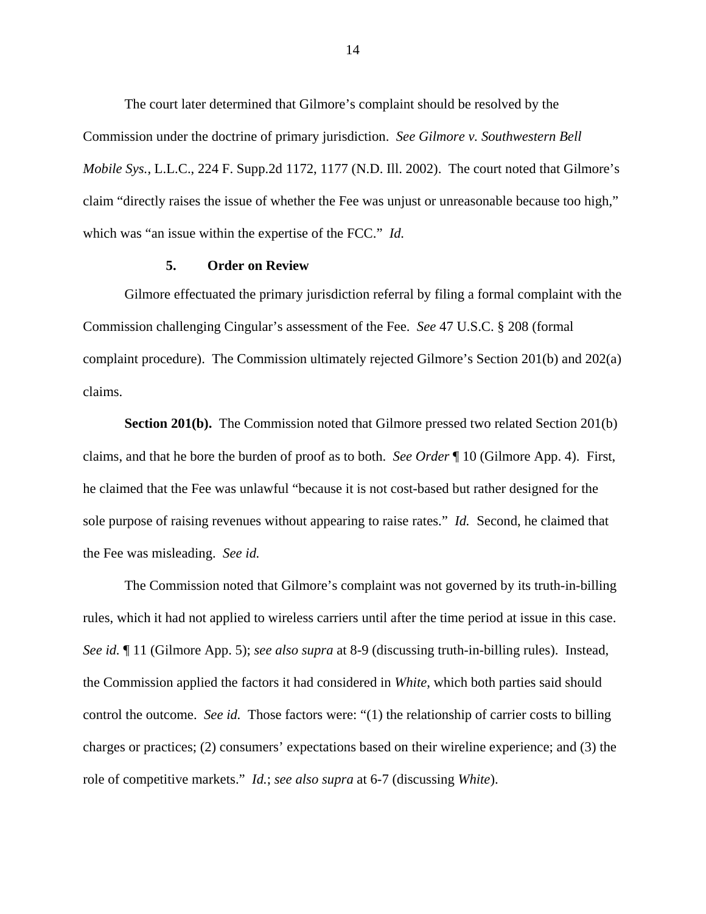The court later determined that Gilmore's complaint should be resolved by the Commission under the doctrine of primary jurisdiction. *See Gilmore v. Southwestern Bell Mobile Sys.*, L.L.C., 224 F. Supp.2d 1172, 1177 (N.D. Ill. 2002). The court noted that Gilmore's claim "directly raises the issue of whether the Fee was unjust or unreasonable because too high," which was "an issue within the expertise of the FCC." *Id.*

### 5. Order on Review

Gilmore effectuated the primary jurisdiction referral by filing a formal complaint with the Commission challenging Cingular's assessment of the Fee. *See* 47 U.S.C. § 208 (formal complaint procedure). The Commission ultimately rejected Gilmore's Section 201(b) and 202(a) claims.

**Section 201(b).** The Commission noted that Gilmore pressed two related Section 201(b) claims, and that he bore the burden of proof as to both. *See Order* ¶ 10 (Gilmore App. 4). First, he claimed that the Fee was unlawful "because it is not cost-based but rather designed for the sole purpose of raising revenues without appearing to raise rates." *Id.* Second, he claimed that the Fee was misleading. *See id.*

The Commission noted that Gilmore's complaint was not governed by its truth-in-billing rules, which it had not applied to wireless carriers until after the time period at issue in this case. *See id.* ¶ 11 (Gilmore App. 5); *see also supra* at 8-9 (discussing truth-in-billing rules). Instead, the Commission applied the factors it had considered in *White*, which both parties said should control the outcome. *See id.* Those factors were: "(1) the relationship of carrier costs to billing charges or practices; (2) consumers' expectations based on their wireline experience; and (3) the role of competitive markets." *Id.*; *see also supra* at 6-7 (discussing *White*).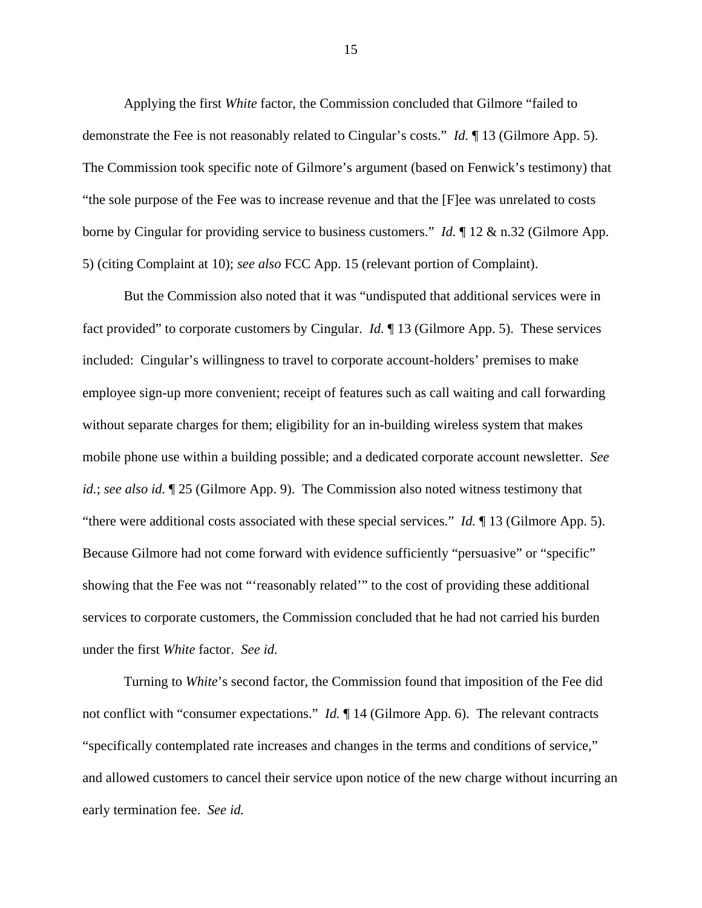Applying the first *White* factor, the Commission concluded that Gilmore "failed to demonstrate the Fee is not reasonably related to Cingular's costs." *Id.* ¶ 13 (Gilmore App. 5). The Commission took specific note of Gilmore's argument (based on Fenwick's testimony) that "the sole purpose of the Fee was to increase revenue and that the [F]ee was unrelated to costs borne by Cingular for providing service to business customers." *Id.* ¶ 12 & n.32 (Gilmore App. 5) (citing Complaint at 10); *see also* FCC App. 15 (relevant portion of Complaint).

But the Commission also noted that it was "undisputed that additional services were in fact provided" to corporate customers by Cingular. *Id.* ¶ 13 (Gilmore App. 5). These services included: Cingular's willingness to travel to corporate account-holders' premises to make employee sign-up more convenient; receipt of features such as call waiting and call forwarding without separate charges for them; eligibility for an in-building wireless system that makes mobile phone use within a building possible; and a dedicated corporate account newsletter. *See id.*; *see also id.* ¶ 25 (Gilmore App. 9). The Commission also noted witness testimony that "there were additional costs associated with these special services." *Id.* ¶ 13 (Gilmore App. 5). Because Gilmore had not come forward with evidence sufficiently "persuasive" or "specific" showing that the Fee was not "'reasonably related'" to the cost of providing these additional services to corporate customers, the Commission concluded that he had not carried his burden under the first *White* factor. *See id.*

Turning to *White*'s second factor, the Commission found that imposition of the Fee did not conflict with "consumer expectations." *Id.* ¶ 14 (Gilmore App. 6). The relevant contracts "specifically contemplated rate increases and changes in the terms and conditions of service," and allowed customers to cancel their service upon notice of the new charge without incurring an early termination fee. *See id.*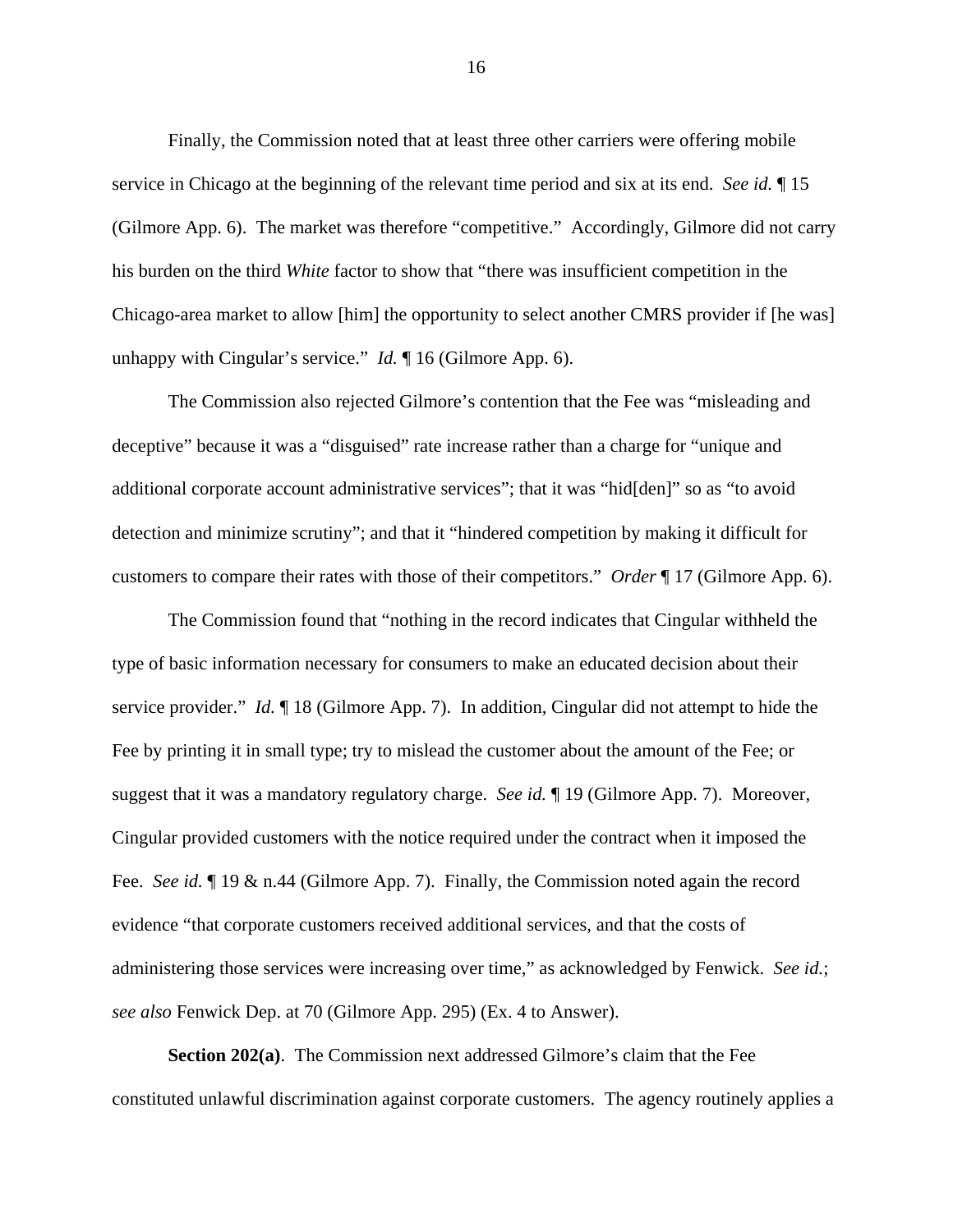Finally, the Commission noted that at least three other carriers were offering mobile service in Chicago at the beginning of the relevant time period and six at its end. *See id.* ¶ 15 (Gilmore App. 6). The market was therefore "competitive." Accordingly, Gilmore did not carry his burden on the third *White* factor to show that "there was insufficient competition in the Chicago-area market to allow [him] the opportunity to select another CMRS provider if [he was] unhappy with Cingular's service." *Id.* ¶ 16 (Gilmore App. 6).

The Commission also rejected Gilmore's contention that the Fee was "misleading and deceptive" because it was a "disguised" rate increase rather than a charge for "unique and additional corporate account administrative services"; that it was "hid[den]" so as "to avoid detection and minimize scrutiny"; and that it "hindered competition by making it difficult for customers to compare their rates with those of their competitors." *Order* ¶ 17 (Gilmore App. 6).

The Commission found that "nothing in the record indicates that Cingular withheld the type of basic information necessary for consumers to make an educated decision about their service provider." *Id.* ¶ 18 (Gilmore App. 7). In addition, Cingular did not attempt to hide the Fee by printing it in small type; try to mislead the customer about the amount of the Fee; or suggest that it was a mandatory regulatory charge. *See id.* ¶ 19 (Gilmore App. 7). Moreover, Cingular provided customers with the notice required under the contract when it imposed the Fee. *See id.* ¶ 19 & n.44 (Gilmore App. 7). Finally, the Commission noted again the record evidence "that corporate customers received additional services, and that the costs of administering those services were increasing over time," as acknowledged by Fenwick. *See id.*; *see also* Fenwick Dep. at 70 (Gilmore App. 295) (Ex. 4 to Answer).

**Section 202(a)**. The Commission next addressed Gilmore's claim that the Fee constituted unlawful discrimination against corporate customers. The agency routinely applies a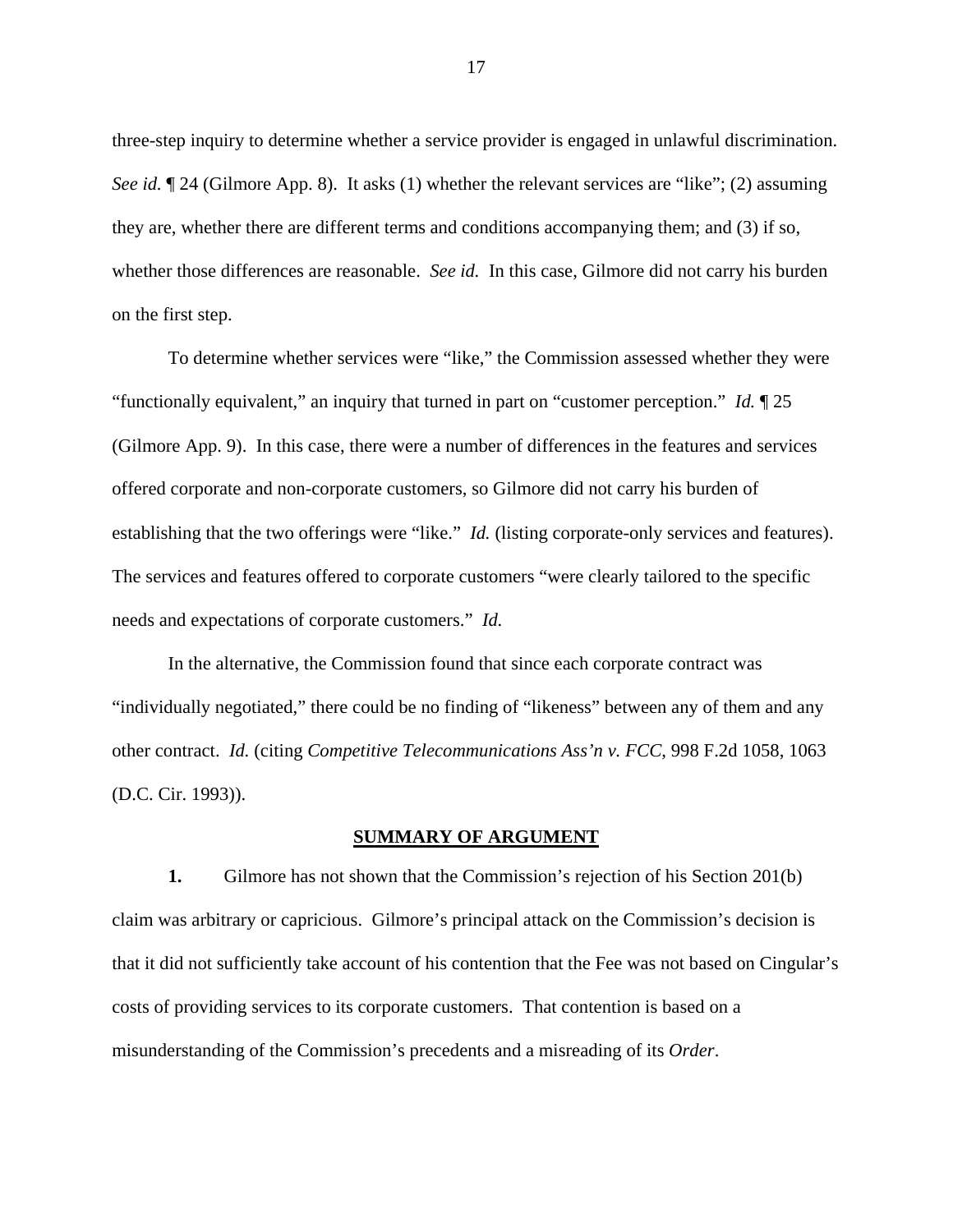three-step inquiry to determine whether a service provider is engaged in unlawful discrimination. *See id.* ¶ 24 (Gilmore App. 8). It asks (1) whether the relevant services are "like"; (2) assuming they are, whether there are different terms and conditions accompanying them; and (3) if so, whether those differences are reasonable. *See id.* In this case, Gilmore did not carry his burden on the first step.

To determine whether services were "like," the Commission assessed whether they were "functionally equivalent," an inquiry that turned in part on "customer perception." *Id.* ¶ 25 (Gilmore App. 9). In this case, there were a number of differences in the features and services offered corporate and non-corporate customers, so Gilmore did not carry his burden of establishing that the two offerings were "like." *Id.* (listing corporate-only services and features). The services and features offered to corporate customers "were clearly tailored to the specific needs and expectations of corporate customers." *Id.*

In the alternative, the Commission found that since each corporate contract was "individually negotiated," there could be no finding of "likeness" between any of them and any other contract. *Id.* (citing *Competitive Telecommunications Ass'n v. FCC*, 998 F.2d 1058, 1063 (D.C. Cir. 1993)).

## SUMMARY OF ARGUMENT

**1.** Gilmore has not shown that the Commission's rejection of his Section 201(b) claim was arbitrary or capricious. Gilmore's principal attack on the Commission's decision is that it did not sufficiently take account of his contention that the Fee was not based on Cingular's costs of providing services to its corporate customers. That contention is based on a misunderstanding of the Commission's precedents and a misreading of its *Order*.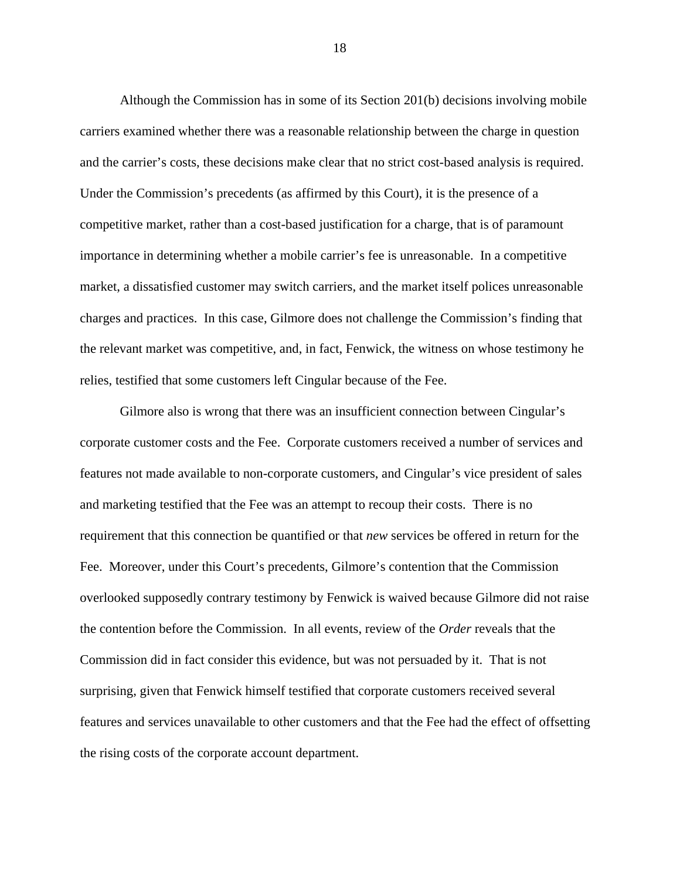Although the Commission has in some of its Section 201(b) decisions involving mobile carriers examined whether there was a reasonable relationship between the charge in question and the carrier's costs, these decisions make clear that no strict cost-based analysis is required. Under the Commission's precedents (as affirmed by this Court), it is the presence of a competitive market, rather than a cost-based justification for a charge, that is of paramount importance in determining whether a mobile carrier's fee is unreasonable. In a competitive market, a dissatisfied customer may switch carriers, and the market itself polices unreasonable charges and practices. In this case, Gilmore does not challenge the Commission's finding that the relevant market was competitive, and, in fact, Fenwick, the witness on whose testimony he relies, testified that some customers left Cingular because of the Fee.

Gilmore also is wrong that there was an insufficient connection between Cingular's corporate customer costs and the Fee. Corporate customers received a number of services and features not made available to non-corporate customers, and Cingular's vice president of sales and marketing testified that the Fee was an attempt to recoup their costs. There is no requirement that this connection be quantified or that *new* services be offered in return for the Fee. Moreover, under this Court's precedents, Gilmore's contention that the Commission overlooked supposedly contrary testimony by Fenwick is waived because Gilmore did not raise the contention before the Commission. In all events, review of the *Order* reveals that the Commission did in fact consider this evidence, but was not persuaded by it. That is not surprising, given that Fenwick himself testified that corporate customers received several features and services unavailable to other customers and that the Fee had the effect of offsetting the rising costs of the corporate account department.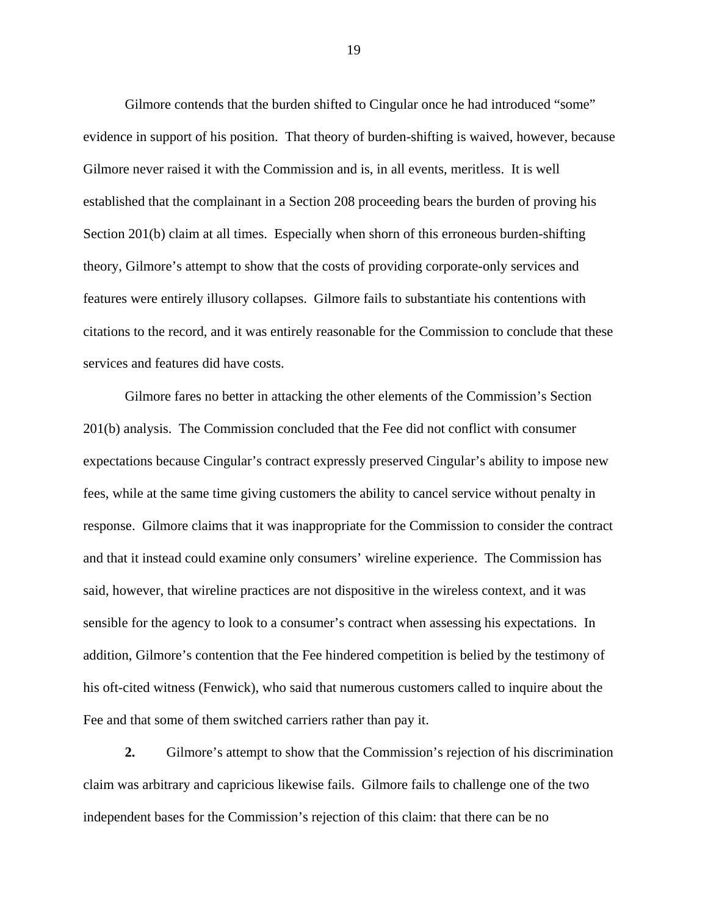Gilmore contends that the burden shifted to Cingular once he had introduced "some" evidence in support of his position. That theory of burden-shifting is waived, however, because Gilmore never raised it with the Commission and is, in all events, meritless. It is well established that the complainant in a Section 208 proceeding bears the burden of proving his Section 201(b) claim at all times. Especially when shorn of this erroneous burden-shifting theory, Gilmore's attempt to show that the costs of providing corporate-only services and features were entirely illusory collapses. Gilmore fails to substantiate his contentions with citations to the record, and it was entirely reasonable for the Commission to conclude that these services and features did have costs.

Gilmore fares no better in attacking the other elements of the Commission's Section 201(b) analysis. The Commission concluded that the Fee did not conflict with consumer expectations because Cingular's contract expressly preserved Cingular's ability to impose new fees, while at the same time giving customers the ability to cancel service without penalty in response. Gilmore claims that it was inappropriate for the Commission to consider the contract and that it instead could examine only consumers' wireline experience. The Commission has said, however, that wireline practices are not dispositive in the wireless context, and it was sensible for the agency to look to a consumer's contract when assessing his expectations. In addition, Gilmore's contention that the Fee hindered competition is belied by the testimony of his oft-cited witness (Fenwick), who said that numerous customers called to inquire about the Fee and that some of them switched carriers rather than pay it.

**2.** Gilmore's attempt to show that the Commission's rejection of his discrimination claim was arbitrary and capricious likewise fails. Gilmore fails to challenge one of the two independent bases for the Commission's rejection of this claim: that there can be no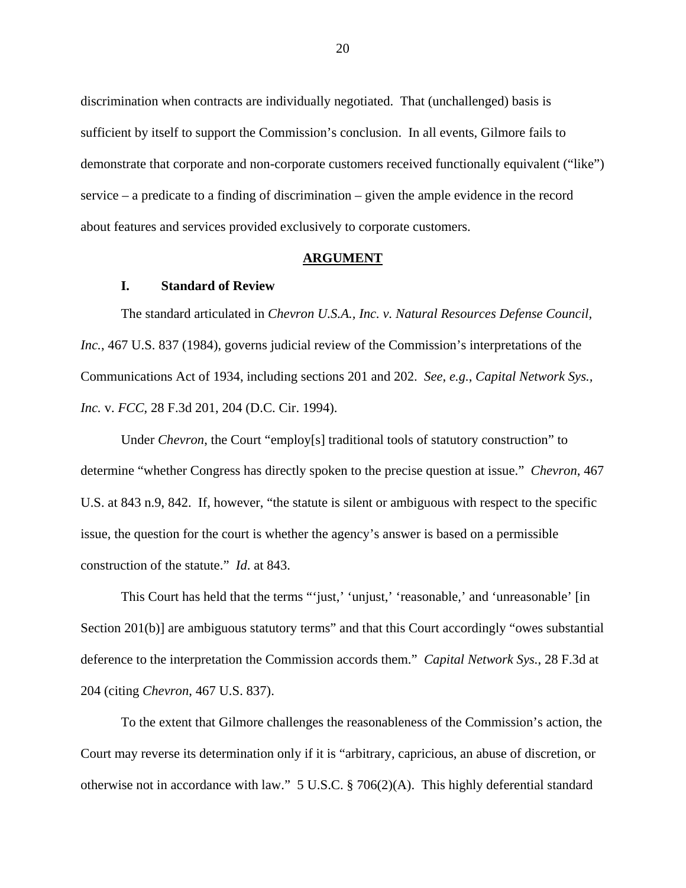discrimination when contracts are individually negotiated. That (unchallenged) basis is sufficient by itself to support the Commission's conclusion. In all events, Gilmore fails to demonstrate that corporate and non-corporate customers received functionally equivalent ("like") service – a predicate to a finding of discrimination – given the ample evidence in the record about features and services provided exclusively to corporate customers.

## ARGUMENT

### I. Standard of Review

The standard articulated in *Chevron U.S.A., Inc. v. Natural Resources Defense Council, Inc.*, 467 U.S. 837 (1984), governs judicial review of the Commission's interpretations of the Communications Act of 1934, including sections 201 and 202. *See, e.g.*, *Capital Network Sys., Inc.* v. *FCC*, 28 F.3d 201, 204 (D.C. Cir. 1994).

Under *Chevron*, the Court "employ[s] traditional tools of statutory construction" to determine "whether Congress has directly spoken to the precise question at issue." *Chevron*, 467 U.S. at 843 n.9, 842. If, however, "the statute is silent or ambiguous with respect to the specific issue, the question for the court is whether the agency's answer is based on a permissible construction of the statute." *Id.* at 843.

This Court has held that the terms "'just,' 'unjust,' 'reasonable,' and 'unreasonable' [in Section 201(b)] are ambiguous statutory terms" and that this Court accordingly "owes substantial deference to the interpretation the Commission accords them." *Capital Network Sys.*, 28 F.3d at 204 (citing *Chevron*, 467 U.S. 837).

To the extent that Gilmore challenges the reasonableness of the Commission's action, the Court may reverse its determination only if it is "arbitrary, capricious, an abuse of discretion, or otherwise not in accordance with law." 5 U.S.C. § 706(2)(A). This highly deferential standard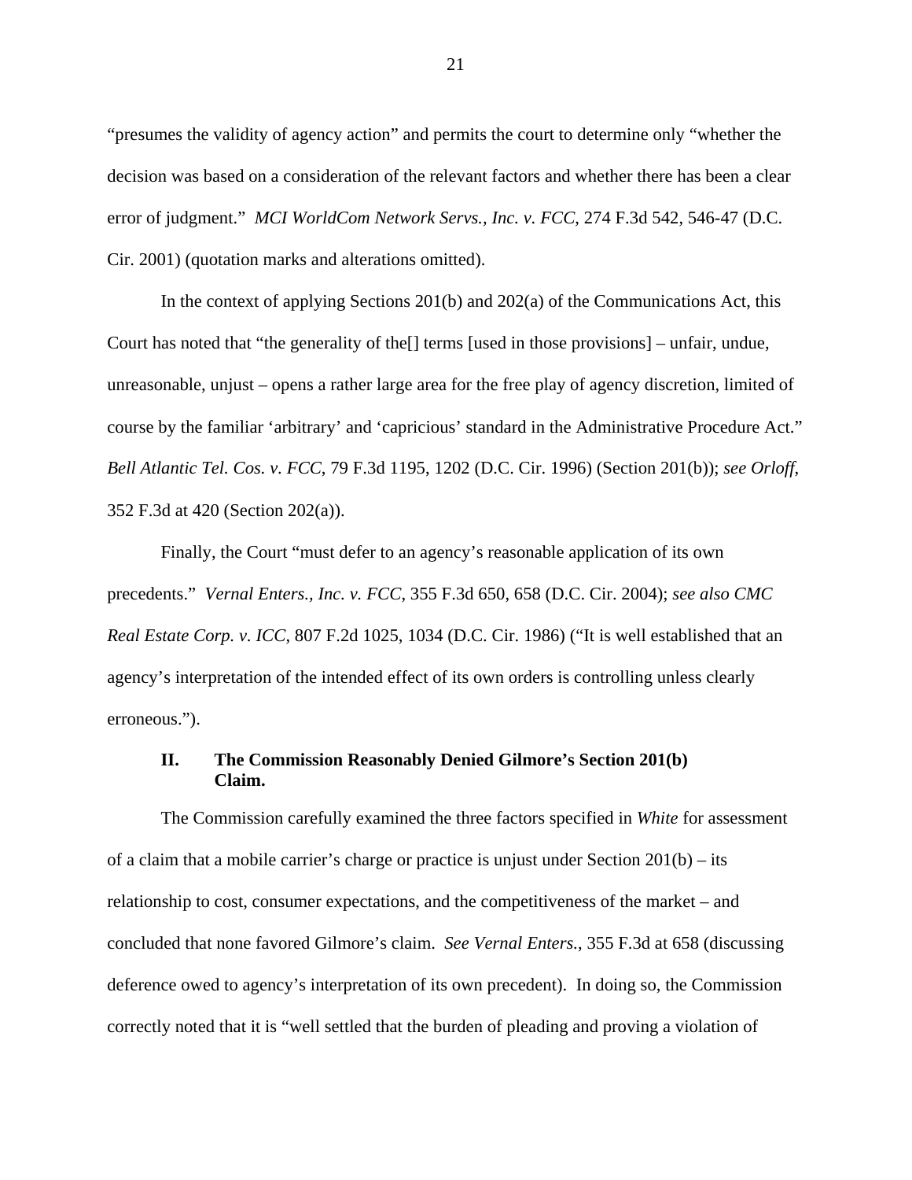"presumes the validity of agency action" and permits the court to determine only "whether the decision was based on a consideration of the relevant factors and whether there has been a clear error of judgment." *MCI WorldCom Network Servs., Inc. v. FCC*, 274 F.3d 542, 546-47 (D.C. Cir. 2001) (quotation marks and alterations omitted).

In the context of applying Sections 201(b) and 202(a) of the Communications Act, this Court has noted that "the generality of the[] terms [used in those provisions] – unfair, undue, unreasonable, unjust – opens a rather large area for the free play of agency discretion, limited of course by the familiar 'arbitrary' and 'capricious' standard in the Administrative Procedure Act." *Bell Atlantic Tel. Cos. v. FCC*, 79 F.3d 1195, 1202 (D.C. Cir. 1996) (Section 201(b)); *see Orloff*, 352 F.3d at 420 (Section 202(a)).

Finally, the Court "must defer to an agency's reasonable application of its own precedents." *Vernal Enters., Inc. v. FCC*, 355 F.3d 650, 658 (D.C. Cir. 2004); *see also CMC Real Estate Corp. v. ICC*, 807 F.2d 1025, 1034 (D.C. Cir. 1986) ("It is well established that an agency's interpretation of the intended effect of its own orders is controlling unless clearly erroneous.").

## II. The Commission Reasonably Denied Gilmore's Section 201(b) Claim.

The Commission carefully examined the three factors specified in *White* for assessment of a claim that a mobile carrier's charge or practice is unjust under Section 201(b) – its relationship to cost, consumer expectations, and the competitiveness of the market – and concluded that none favored Gilmore's claim. *See Vernal Enters.*, 355 F.3d at 658 (discussing deference owed to agency's interpretation of its own precedent). In doing so, the Commission correctly noted that it is "well settled that the burden of pleading and proving a violation of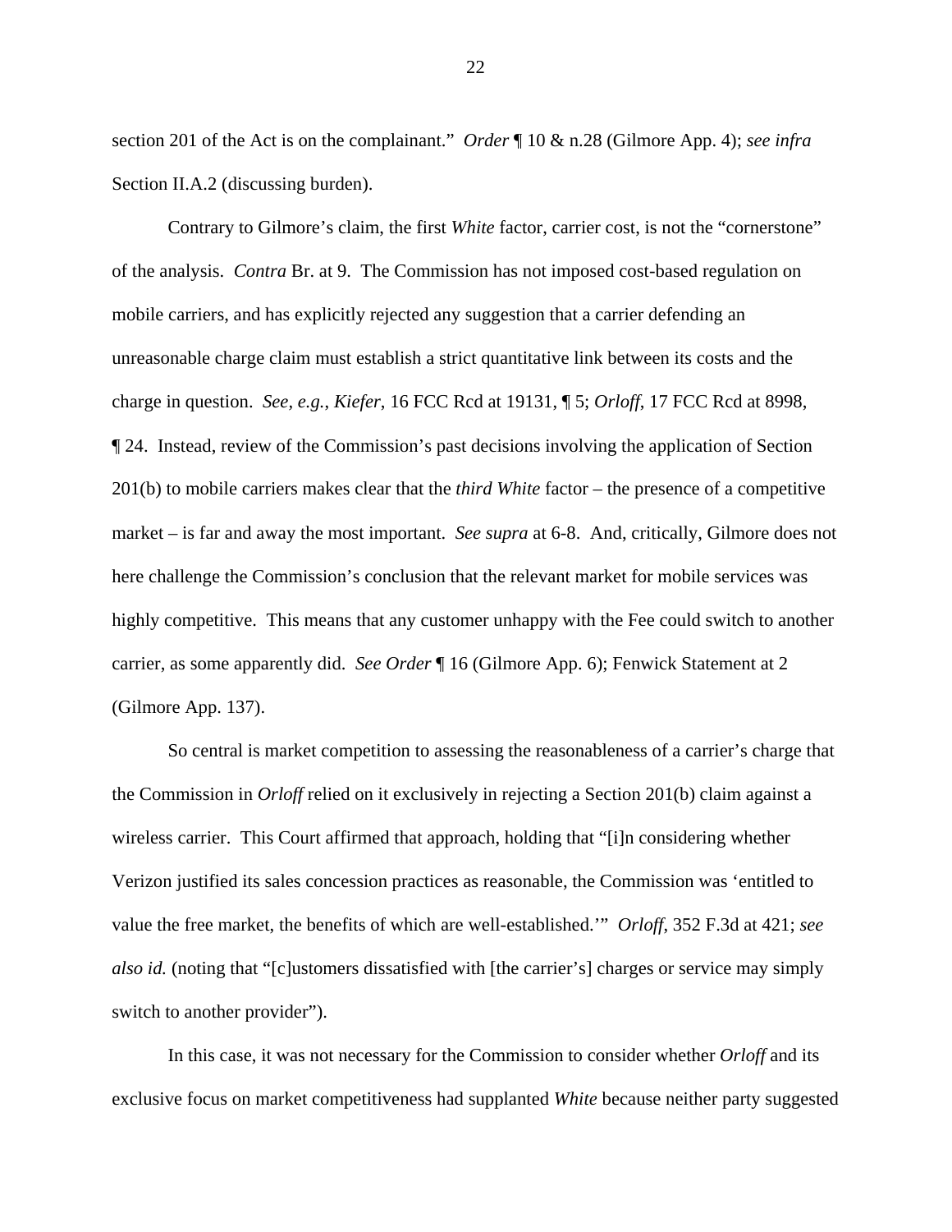section 201 of the Act is on the complainant." *Order* ¶ 10 & n.28 (Gilmore App. 4); *see infra* Section II.A.2 (discussing burden).

Contrary to Gilmore's claim, the first *White* factor, carrier cost, is not the "cornerstone" of the analysis. *Contra* Br. at 9. The Commission has not imposed cost-based regulation on mobile carriers, and has explicitly rejected any suggestion that a carrier defending an unreasonable charge claim must establish a strict quantitative link between its costs and the charge in question. *See, e.g.*, *Kiefer*, 16 FCC Rcd at 19131, ¶ 5; *Orloff*, 17 FCC Rcd at 8998, ¶ 24. Instead, review of the Commission's past decisions involving the application of Section 201(b) to mobile carriers makes clear that the *third White* factor – the presence of a competitive market – is far and away the most important. *See supra* at 6-8. And, critically, Gilmore does not here challenge the Commission's conclusion that the relevant market for mobile services was highly competitive. This means that any customer unhappy with the Fee could switch to another carrier, as some apparently did. *See Order* ¶ 16 (Gilmore App. 6); Fenwick Statement at 2 (Gilmore App. 137).

So central is market competition to assessing the reasonableness of a carrier's charge that the Commission in *Orloff* relied on it exclusively in rejecting a Section 201(b) claim against a wireless carrier. This Court affirmed that approach, holding that "[i]n considering whether Verizon justified its sales concession practices as reasonable, the Commission was 'entitled to value the free market, the benefits of which are well-established.'" *Orloff*, 352 F.3d at 421; *see also id.* (noting that "[c]ustomers dissatisfied with [the carrier's] charges or service may simply switch to another provider").

In this case, it was not necessary for the Commission to consider whether *Orloff* and its exclusive focus on market competitiveness had supplanted *White* because neither party suggested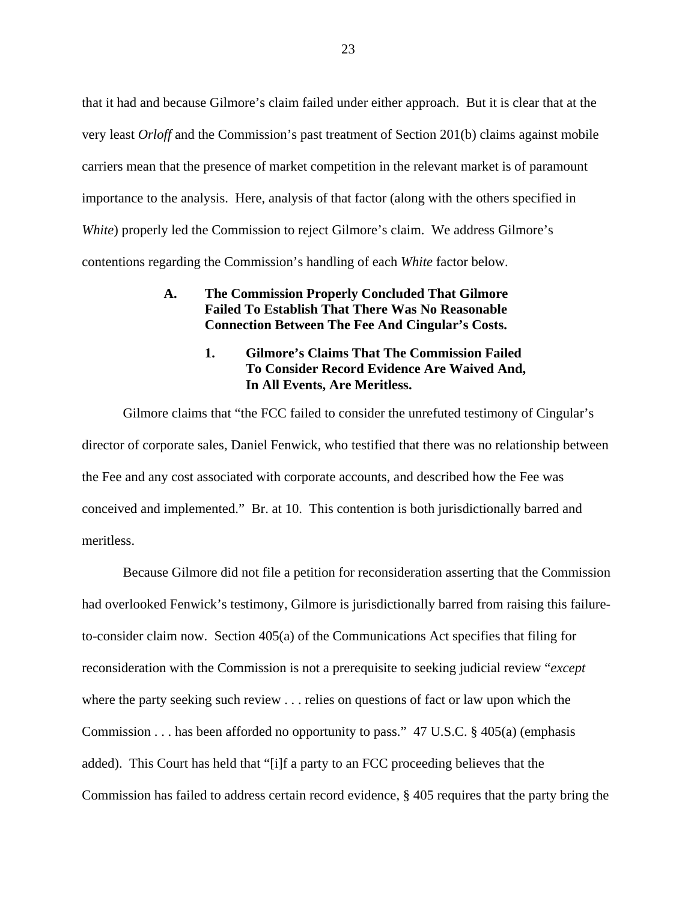that it had and because Gilmore's claim failed under either approach. But it is clear that at the very least *Orloff* and the Commission's past treatment of Section 201(b) claims against mobile carriers mean that the presence of market competition in the relevant market is of paramount importance to the analysis. Here, analysis of that factor (along with the others specified in *White*) properly led the Commission to reject Gilmore's claim. We address Gilmore's contentions regarding the Commission's handling of each *White* factor below.

### A. The Commission Properly Concluded That Gilmore Failed To Establish That There Was No Reasonable Connection Between The Fee And Cingular's Costs.

#### 1. Gilmore's Claims That The Commission Failed To Consider Record Evidence Are Waived And, In All Events, Are Meritless.

Gilmore claims that "the FCC failed to consider the unrefuted testimony of Cingular's director of corporate sales, Daniel Fenwick, who testified that there was no relationship between the Fee and any cost associated with corporate accounts, and described how the Fee was conceived and implemented." Br. at 10. This contention is both jurisdictionally barred and meritless.

Because Gilmore did not file a petition for reconsideration asserting that the Commission had overlooked Fenwick's testimony, Gilmore is jurisdictionally barred from raising this failure-to-consider claim now. Section 405(a) of the Communications Act specifies that filing for reconsideration with the Commission is not a prerequisite to seeking judicial review "*except* where the party seeking such review . . . relies on questions of fact or law upon which the Commission . . . has been afforded no opportunity to pass." 47 U.S.C. § 405(a) (emphasis added). This Court has held that "[i]f a party to an FCC proceeding believes that the Commission has failed to address certain record evidence, § 405 requires that the party bring the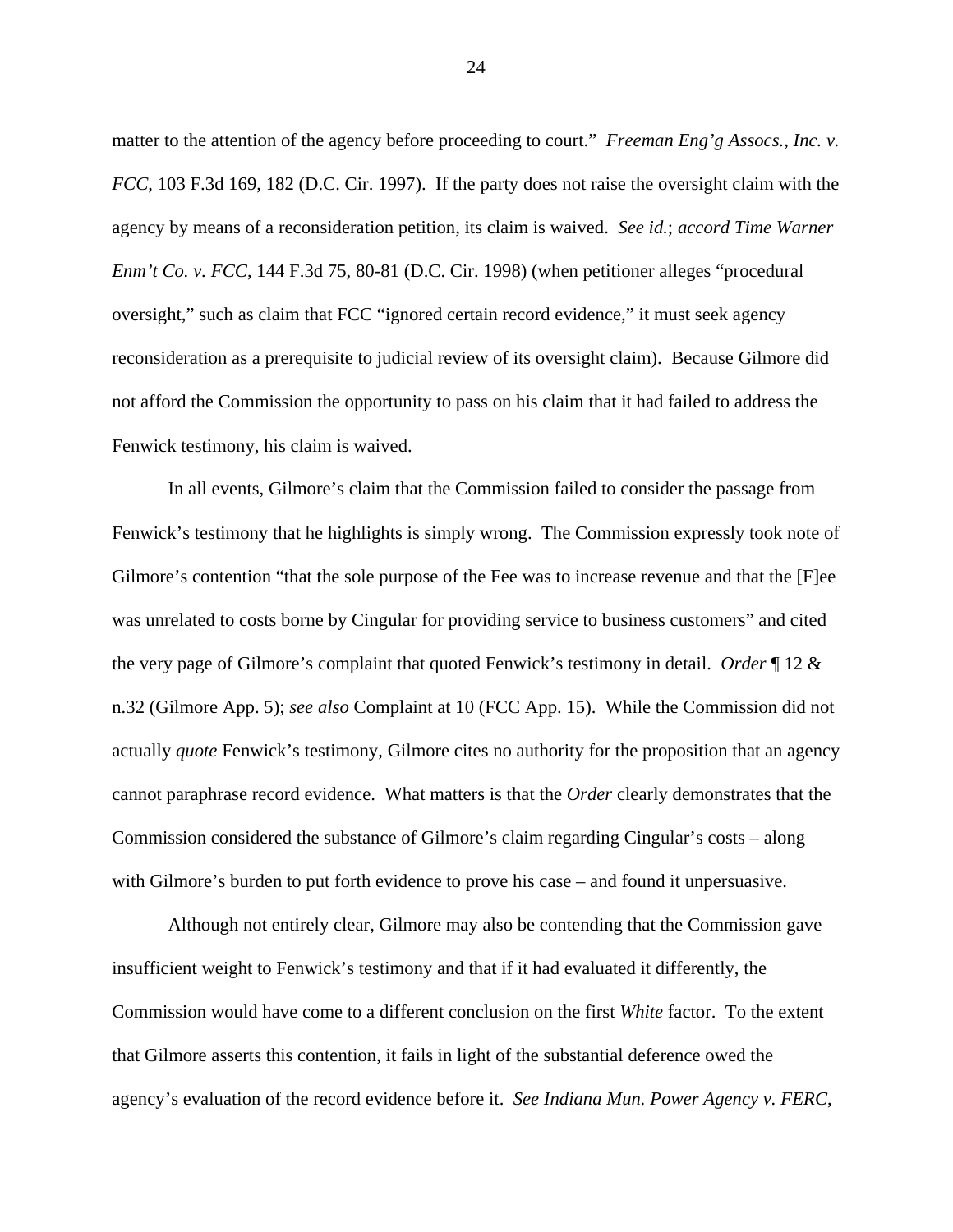matter to the attention of the agency before proceeding to court." *Freeman Eng'g Assocs., Inc. v. FCC*, 103 F.3d 169, 182 (D.C. Cir. 1997). If the party does not raise the oversight claim with the agency by means of a reconsideration petition, its claim is waived. *See id.*; *accord Time Warner Enm't Co. v. FCC*, 144 F.3d 75, 80-81 (D.C. Cir. 1998) (when petitioner alleges "procedural oversight," such as claim that FCC "ignored certain record evidence," it must seek agency reconsideration as a prerequisite to judicial review of its oversight claim). Because Gilmore did not afford the Commission the opportunity to pass on his claim that it had failed to address the Fenwick testimony, his claim is waived.

In all events, Gilmore's claim that the Commission failed to consider the passage from Fenwick's testimony that he highlights is simply wrong. The Commission expressly took note of Gilmore's contention "that the sole purpose of the Fee was to increase revenue and that the [F]ee was unrelated to costs borne by Cingular for providing service to business customers" and cited the very page of Gilmore's complaint that quoted Fenwick's testimony in detail. *Order* ¶ 12 & n.32 (Gilmore App. 5); *see also* Complaint at 10 (FCC App. 15). While the Commission did not actually *quote* Fenwick's testimony, Gilmore cites no authority for the proposition that an agency cannot paraphrase record evidence. What matters is that the *Order* clearly demonstrates that the Commission considered the substance of Gilmore's claim regarding Cingular's costs – along with Gilmore's burden to put forth evidence to prove his case – and found it unpersuasive.

Although not entirely clear, Gilmore may also be contending that the Commission gave insufficient weight to Fenwick's testimony and that if it had evaluated it differently, the Commission would have come to a different conclusion on the first *White* factor. To the extent that Gilmore asserts this contention, it fails in light of the substantial deference owed the agency's evaluation of the record evidence before it. *See Indiana Mun. Power Agency v. FERC*,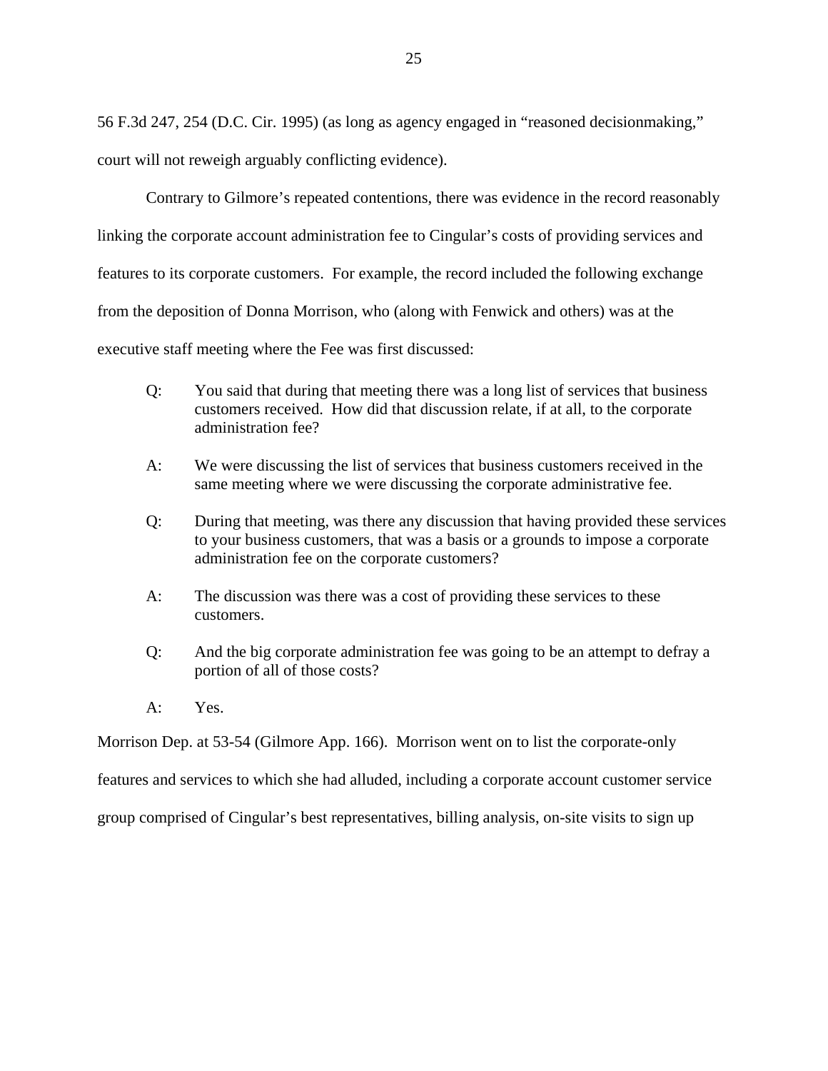56 F.3d 247, 254 (D.C. Cir. 1995) (as long as agency engaged in "reasoned decisionmaking," court will not reweigh arguably conflicting evidence).

Contrary to Gilmore's repeated contentions, there was evidence in the record reasonably linking the corporate account administration fee to Cingular's costs of providing services and features to its corporate customers. For example, the record included the following exchange from the deposition of Donna Morrison, who (along with Fenwick and others) was at the executive staff meeting where the Fee was first discussed:

> Q: You said that during that meeting there was a long list of services that business customers received. How did that discussion relate, if at all, to the corporate administration fee?
>
> A: We were discussing the list of services that business customers received in the same meeting where we were discussing the corporate administrative fee.
>
> Q: During that meeting, was there any discussion that having provided these services to your business customers, that was a basis or a grounds to impose a corporate administration fee on the corporate customers?
>
> A: The discussion was there was a cost of providing these services to these customers.
>
> Q: And the big corporate administration fee was going to be an attempt to defray a portion of all of those costs?
>
> A: Yes.

Morrison Dep. at 53-54 (Gilmore App. 166). Morrison went on to list the corporate-only features and services to which she had alluded, including a corporate account customer service group comprised of Cingular's best representatives, billing analysis, on-site visits to sign up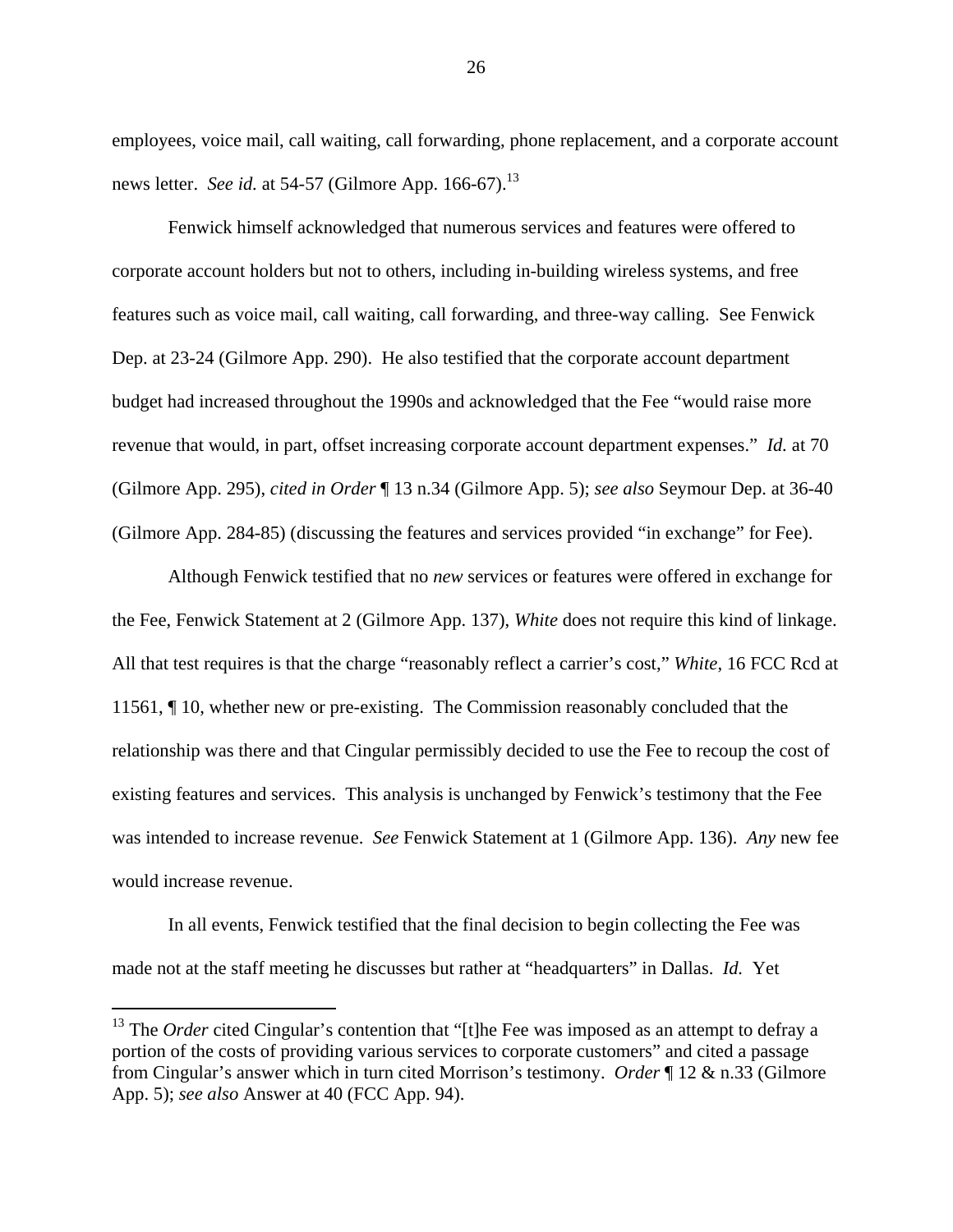employees, voice mail, call waiting, call forwarding, phone replacement, and a corporate account news letter. *See id.* at 54-57 (Gilmore App. 166-67).[13]

Fenwick himself acknowledged that numerous services and features were offered to corporate account holders but not to others, including in-building wireless systems, and free features such as voice mail, call waiting, call forwarding, and three-way calling. See Fenwick Dep. at 23-24 (Gilmore App. 290). He also testified that the corporate account department budget had increased throughout the 1990s and acknowledged that the Fee "would raise more revenue that would, in part, offset increasing corporate account department expenses." *Id.* at 70 (Gilmore App. 295), *cited in Order* ¶ 13 n.34 (Gilmore App. 5); *see also* Seymour Dep. at 36-40 (Gilmore App. 284-85) (discussing the features and services provided "in exchange" for Fee).

Although Fenwick testified that no *new* services or features were offered in exchange for the Fee, Fenwick Statement at 2 (Gilmore App. 137), *White* does not require this kind of linkage. All that test requires is that the charge "reasonably reflect a carrier's cost," *White*, 16 FCC Rcd at 11561, ¶ 10, whether new or pre-existing. The Commission reasonably concluded that the relationship was there and that Cingular permissibly decided to use the Fee to recoup the cost of existing features and services. This analysis is unchanged by Fenwick's testimony that the Fee was intended to increase revenue. *See* Fenwick Statement at 1 (Gilmore App. 136). *Any* new fee would increase revenue.

In all events, Fenwick testified that the final decision to begin collecting the Fee was made not at the staff meeting he discusses but rather at "headquarters" in Dallas. *Id.* Yet

---

[13] The *Order* cited Cingular's contention that "[t]he Fee was imposed as an attempt to defray a portion of the costs of providing various services to corporate customers" and cited a passage from Cingular's answer which in turn cited Morrison's testimony. *Order* ¶ 12 & n.33 (Gilmore App. 5); *see also* Answer at 40 (FCC App. 94).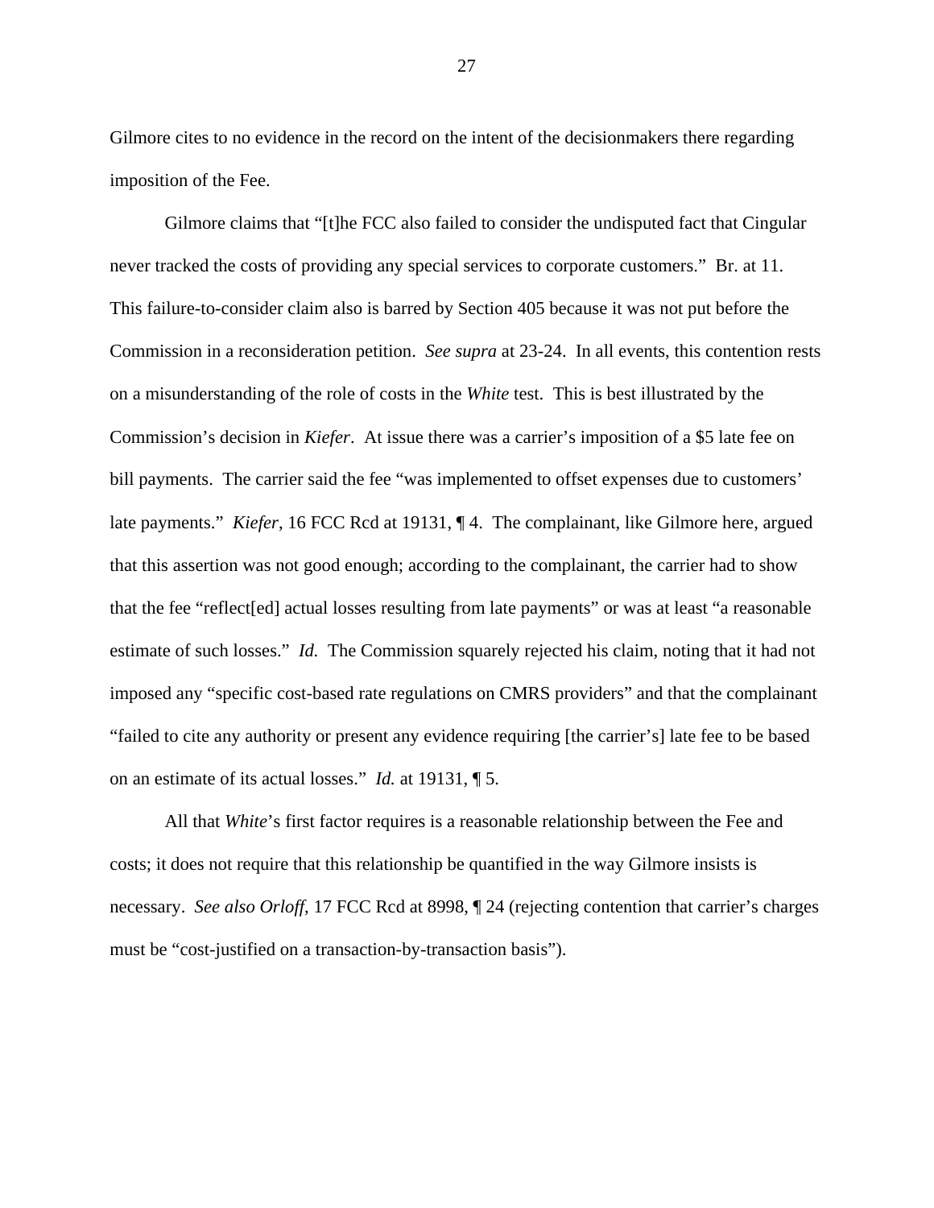Gilmore cites to no evidence in the record on the intent of the decisionmakers there regarding imposition of the Fee.

Gilmore claims that "[t]he FCC also failed to consider the undisputed fact that Cingular never tracked the costs of providing any special services to corporate customers." Br. at 11. This failure-to-consider claim also is barred by Section 405 because it was not put before the Commission in a reconsideration petition. *See supra* at 23-24. In all events, this contention rests on a misunderstanding of the role of costs in the *White* test. This is best illustrated by the Commission's decision in *Kiefer*. At issue there was a carrier's imposition of a $5 late fee on bill payments. The carrier said the fee "was implemented to offset expenses due to customers' late payments." *Kiefer*, 16 FCC Rcd at 19131, ¶ 4. The complainant, like Gilmore here, argued that this assertion was not good enough; according to the complainant, the carrier had to show that the fee "reflect[ed] actual losses resulting from late payments" or was at least "a reasonable estimate of such losses." *Id.* The Commission squarely rejected his claim, noting that it had not imposed any "specific cost-based rate regulations on CMRS providers" and that the complainant "failed to cite any authority or present any evidence requiring [the carrier's] late fee to be based on an estimate of its actual losses." *Id.* at 19131, ¶ 5.

All that *White*'s first factor requires is a reasonable relationship between the Fee and costs; it does not require that this relationship be quantified in the way Gilmore insists is necessary. *See also Orloff*, 17 FCC Rcd at 8998, ¶ 24 (rejecting contention that carrier's charges must be "cost-justified on a transaction-by-transaction basis").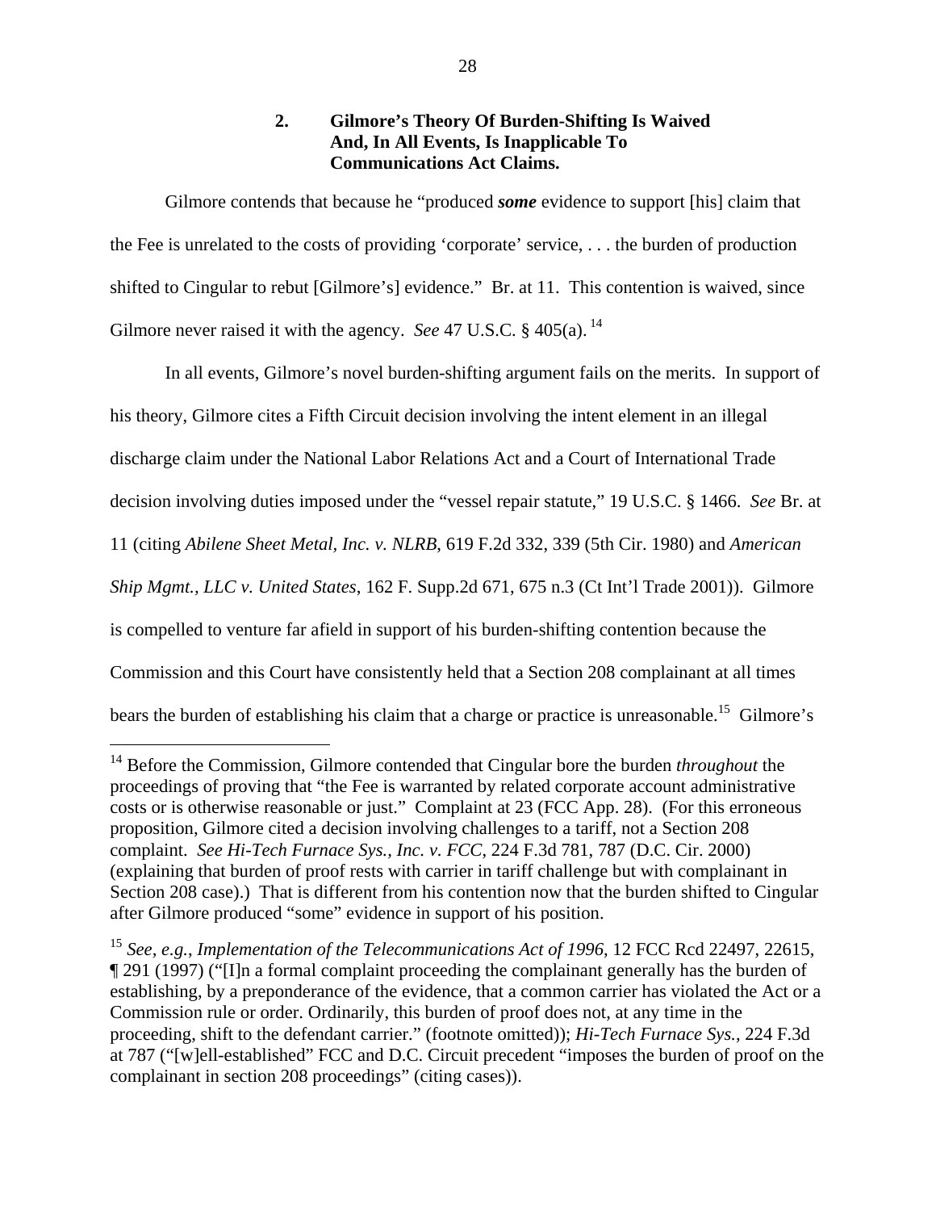### 2. Gilmore's Theory Of Burden-Shifting Is Waived And, In All Events, Is Inapplicable To Communications Act Claims.

Gilmore contends that because he "produced ***some*** evidence to support [his] claim that the Fee is unrelated to the costs of providing 'corporate' service, . . . the burden of production shifted to Cingular to rebut [Gilmore's] evidence." Br. at 11. This contention is waived, since Gilmore never raised it with the agency. *See* 47 U.S.C. § 405(a).[14]

In all events, Gilmore's novel burden-shifting argument fails on the merits. In support of his theory, Gilmore cites a Fifth Circuit decision involving the intent element in an illegal discharge claim under the National Labor Relations Act and a Court of International Trade decision involving duties imposed under the "vessel repair statute," 19 U.S.C. § 1466. *See* Br. at 11 (citing *Abilene Sheet Metal, Inc. v. NLRB*, 619 F.2d 332, 339 (5th Cir. 1980) and *American Ship Mgmt., LLC v. United States*, 162 F. Supp.2d 671, 675 n.3 (Ct Int'l Trade 2001)). Gilmore is compelled to venture far afield in support of his burden-shifting contention because the Commission and this Court have consistently held that a Section 208 complainant at all times bears the burden of establishing his claim that a charge or practice is unreasonable.[15] Gilmore's

---

[14] Before the Commission, Gilmore contended that Cingular bore the burden *throughout* the proceedings of proving that "the Fee is warranted by related corporate account administrative costs or is otherwise reasonable or just." Complaint at 23 (FCC App. 28). (For this erroneous proposition, Gilmore cited a decision involving challenges to a tariff, not a Section 208 complaint. *See Hi-Tech Furnace Sys., Inc. v. FCC*, 224 F.3d 781, 787 (D.C. Cir. 2000) (explaining that burden of proof rests with carrier in tariff challenge but with complainant in Section 208 case).) That is different from his contention now that the burden shifted to Cingular after Gilmore produced "some" evidence in support of his position.

[15] *See, e.g.*, *Implementation of the Telecommunications Act of 1996*, 12 FCC Rcd 22497, 22615, ¶ 291 (1997) ("[I]n a formal complaint proceeding the complainant generally has the burden of establishing, by a preponderance of the evidence, that a common carrier has violated the Act or a Commission rule or order. Ordinarily, this burden of proof does not, at any time in the proceeding, shift to the defendant carrier." (footnote omitted)); *Hi-Tech Furnace Sys.*, 224 F.3d at 787 ("[w]ell-established" FCC and D.C. Circuit precedent "imposes the burden of proof on the complainant in section 208 proceedings" (citing cases)).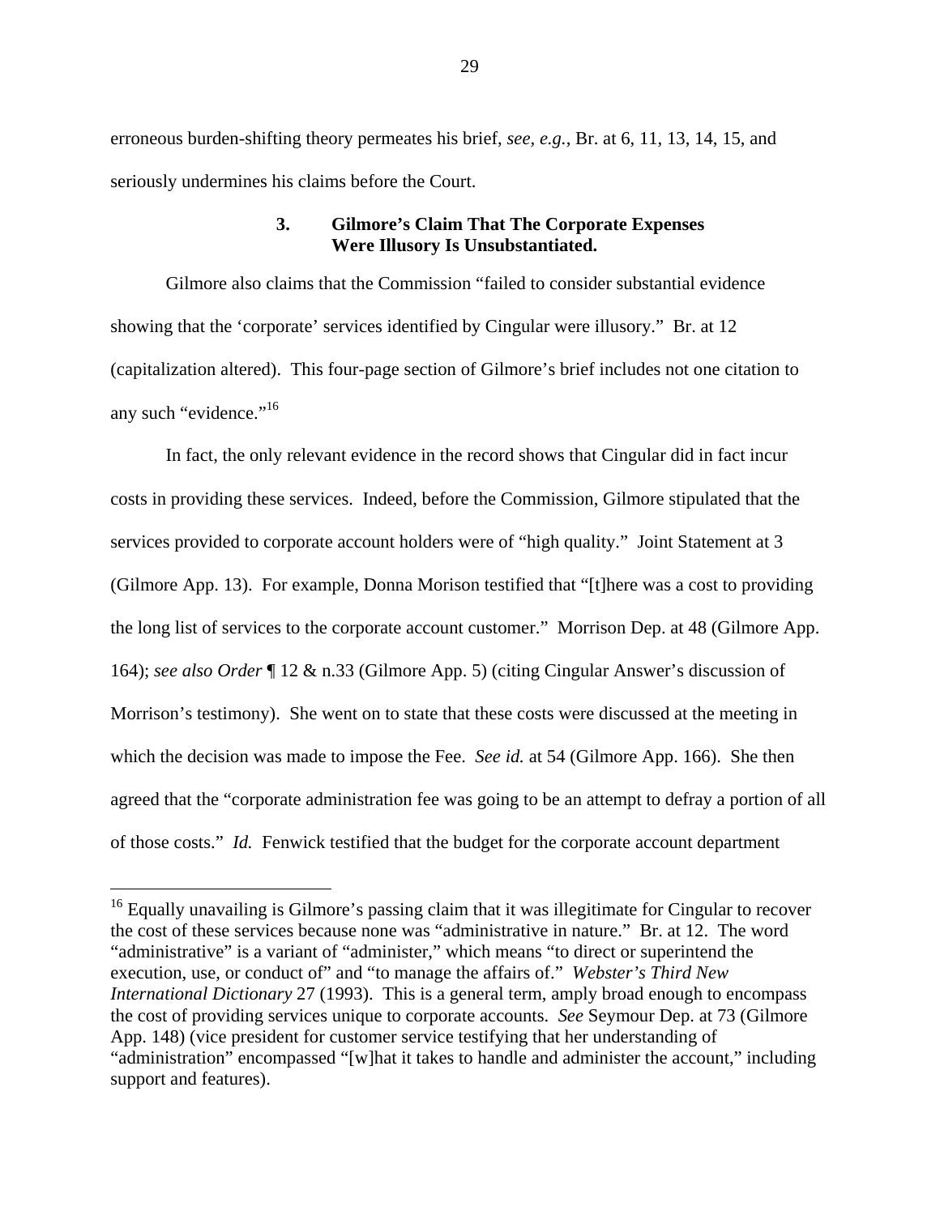erroneous burden-shifting theory permeates his brief, *see, e.g.*, Br. at 6, 11, 13, 14, 15, and seriously undermines his claims before the Court.

### 3. Gilmore's Claim That The Corporate Expenses Were Illusory Is Unsubstantiated.

Gilmore also claims that the Commission "failed to consider substantial evidence showing that the 'corporate' services identified by Cingular were illusory." Br. at 12 (capitalization altered). This four-page section of Gilmore's brief includes not one citation to any such "evidence."[16]

In fact, the only relevant evidence in the record shows that Cingular did in fact incur costs in providing these services. Indeed, before the Commission, Gilmore stipulated that the services provided to corporate account holders were of "high quality." Joint Statement at 3 (Gilmore App. 13). For example, Donna Morison testified that "[t]here was a cost to providing the long list of services to the corporate account customer." Morrison Dep. at 48 (Gilmore App. 164); *see also Order* ¶ 12 & n.33 (Gilmore App. 5) (citing Cingular Answer's discussion of Morrison's testimony). She went on to state that these costs were discussed at the meeting in which the decision was made to impose the Fee. *See id.* at 54 (Gilmore App. 166). She then agreed that the "corporate administration fee was going to be an attempt to defray a portion of all of those costs." *Id.* Fenwick testified that the budget for the corporate account department

[16] Equally unavailing is Gilmore's passing claim that it was illegitimate for Cingular to recover the cost of these services because none was "administrative in nature." Br. at 12. The word "administrative" is a variant of "administer," which means "to direct or superintend the execution, use, or conduct of" and "to manage the affairs of." *Webster's Third New International Dictionary* 27 (1993). This is a general term, amply broad enough to encompass the cost of providing services unique to corporate accounts. *See* Seymour Dep. at 73 (Gilmore App. 148) (vice president for customer service testifying that her understanding of "administration" encompassed "[w]hat it takes to handle and administer the account," including support and features).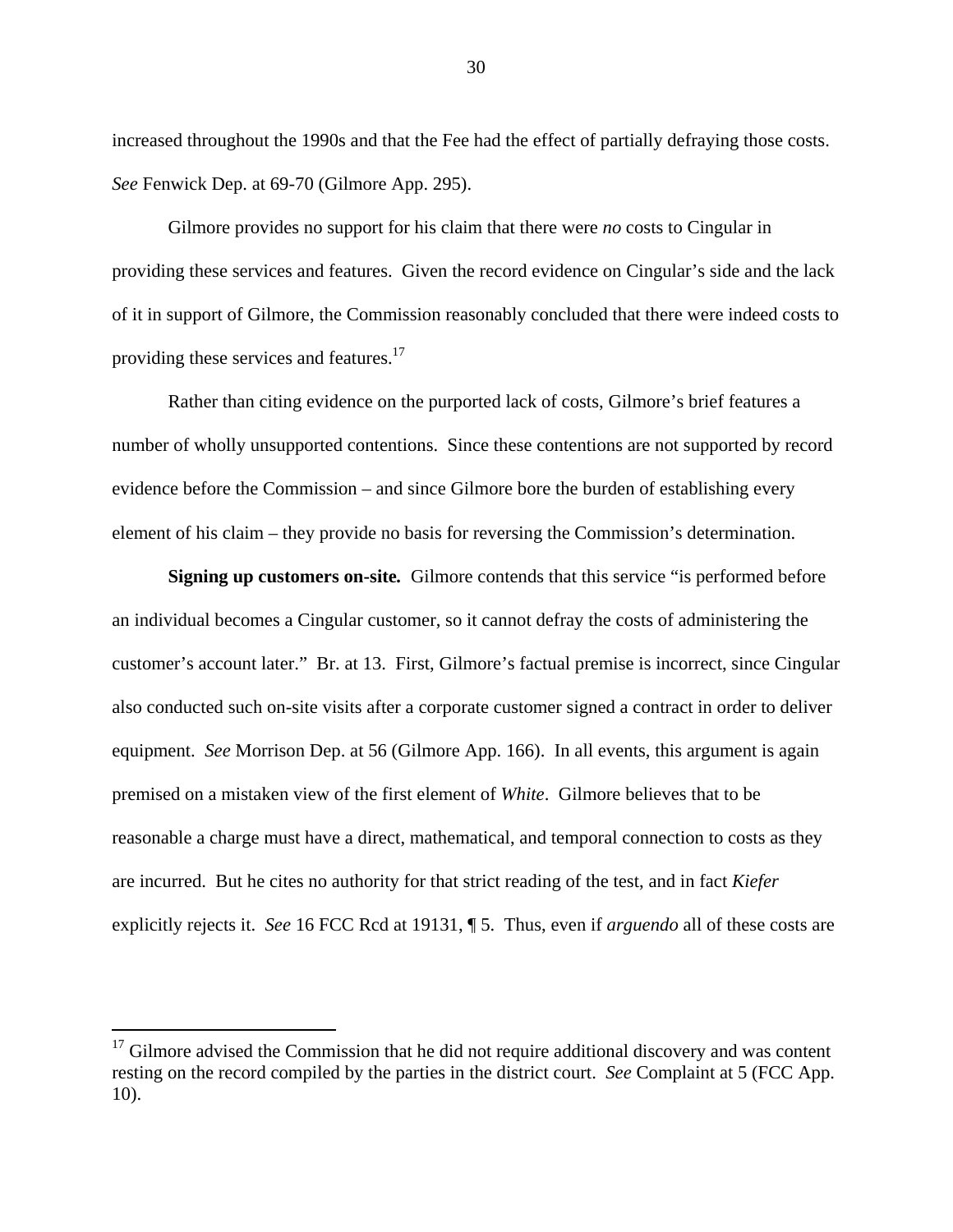increased throughout the 1990s and that the Fee had the effect of partially defraying those costs. *See* Fenwick Dep. at 69-70 (Gilmore App. 295).

Gilmore provides no support for his claim that there were *no* costs to Cingular in providing these services and features. Given the record evidence on Cingular's side and the lack of it in support of Gilmore, the Commission reasonably concluded that there were indeed costs to providing these services and features.[17]

Rather than citing evidence on the purported lack of costs, Gilmore's brief features a number of wholly unsupported contentions. Since these contentions are not supported by record evidence before the Commission – and since Gilmore bore the burden of establishing every element of his claim – they provide no basis for reversing the Commission's determination.

**Signing up customers on-site.** Gilmore contends that this service "is performed before an individual becomes a Cingular customer, so it cannot defray the costs of administering the customer's account later." Br. at 13. First, Gilmore's factual premise is incorrect, since Cingular also conducted such on-site visits after a corporate customer signed a contract in order to deliver equipment. *See* Morrison Dep. at 56 (Gilmore App. 166). In all events, this argument is again premised on a mistaken view of the first element of *White*. Gilmore believes that to be reasonable a charge must have a direct, mathematical, and temporal connection to costs as they are incurred. But he cites no authority for that strict reading of the test, and in fact *Kiefer* explicitly rejects it. *See* 16 FCC Rcd at 19131, ¶ 5. Thus, even if *arguendo* all of these costs are

---

[17] Gilmore advised the Commission that he did not require additional discovery and was content resting on the record compiled by the parties in the district court. *See* Complaint at 5 (FCC App. 10).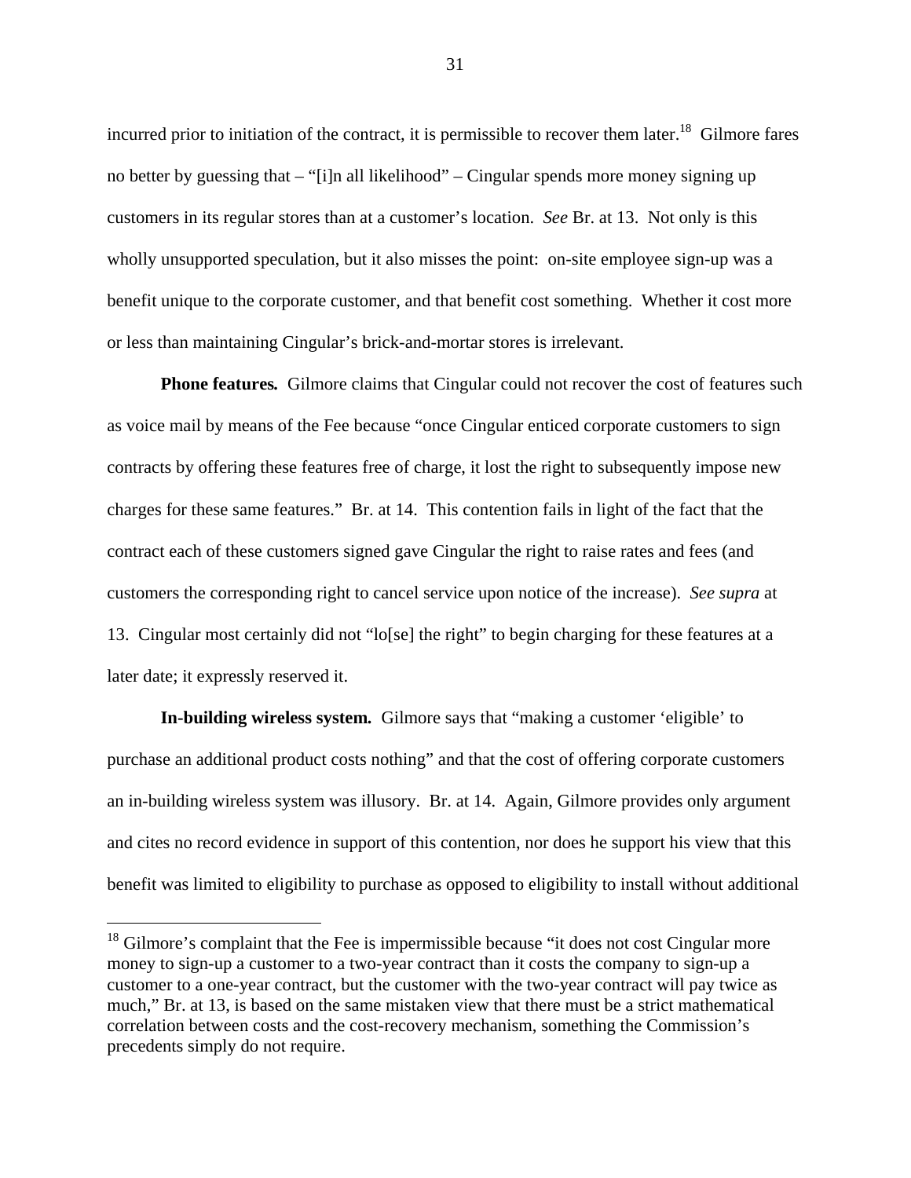incurred prior to initiation of the contract, it is permissible to recover them later.[18] Gilmore fares no better by guessing that – "[i]n all likelihood" – Cingular spends more money signing up customers in its regular stores than at a customer's location. *See* Br. at 13. Not only is this wholly unsupported speculation, but it also misses the point: on-site employee sign-up was a benefit unique to the corporate customer, and that benefit cost something. Whether it cost more or less than maintaining Cingular's brick-and-mortar stores is irrelevant.

**Phone features.** Gilmore claims that Cingular could not recover the cost of features such as voice mail by means of the Fee because "once Cingular enticed corporate customers to sign contracts by offering these features free of charge, it lost the right to subsequently impose new charges for these same features." Br. at 14. This contention fails in light of the fact that the contract each of these customers signed gave Cingular the right to raise rates and fees (and customers the corresponding right to cancel service upon notice of the increase). *See supra* at 13. Cingular most certainly did not "lo[se] the right" to begin charging for these features at a later date; it expressly reserved it.

**In-building wireless system.** Gilmore says that "making a customer 'eligible' to purchase an additional product costs nothing" and that the cost of offering corporate customers an in-building wireless system was illusory. Br. at 14. Again, Gilmore provides only argument and cites no record evidence in support of this contention, nor does he support his view that this benefit was limited to eligibility to purchase as opposed to eligibility to install without additional

---

[18] Gilmore's complaint that the Fee is impermissible because "it does not cost Cingular more money to sign-up a customer to a two-year contract than it costs the company to sign-up a customer to a one-year contract, but the customer with the two-year contract will pay twice as much," Br. at 13, is based on the same mistaken view that there must be a strict mathematical correlation between costs and the cost-recovery mechanism, something the Commission's precedents simply do not require.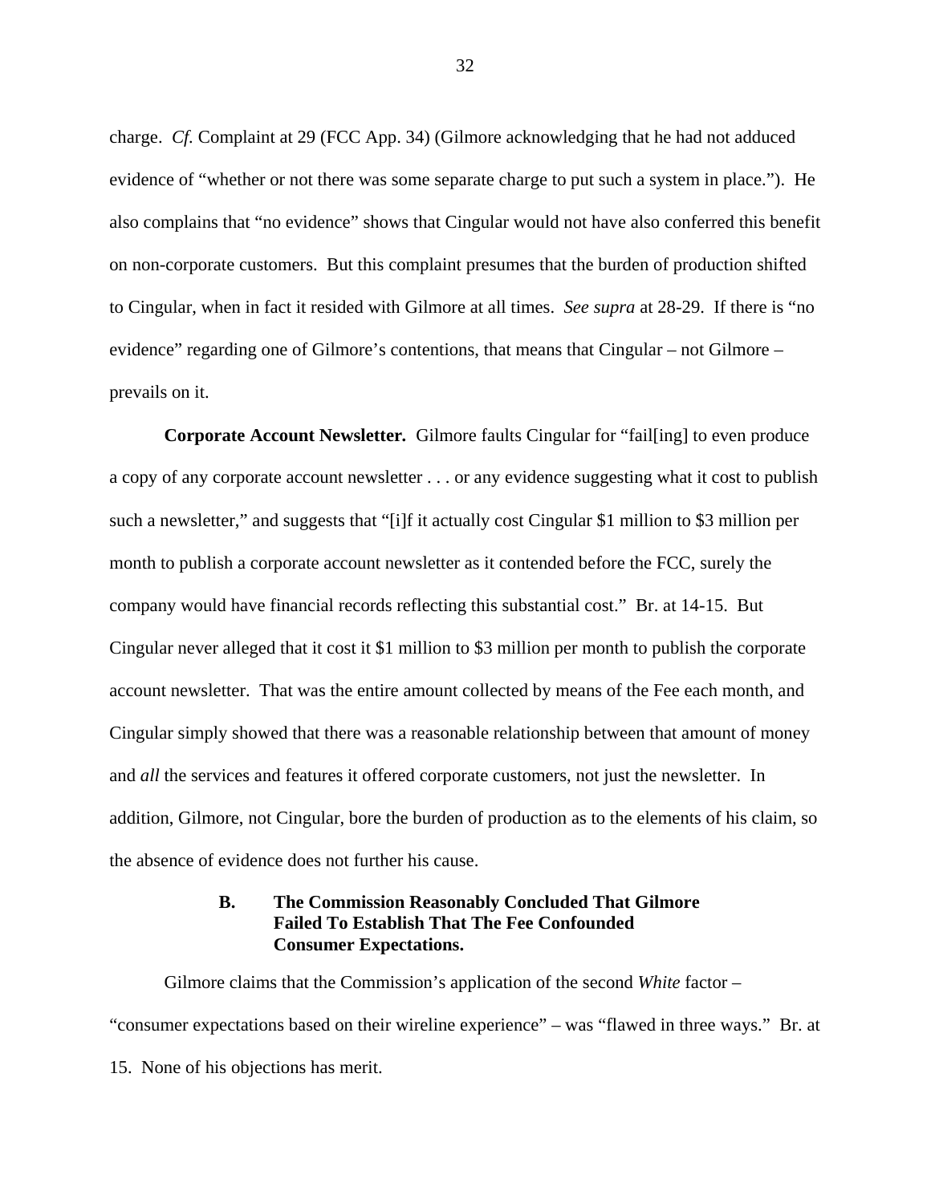charge. *Cf.* Complaint at 29 (FCC App. 34) (Gilmore acknowledging that he had not adduced evidence of "whether or not there was some separate charge to put such a system in place."). He also complains that "no evidence" shows that Cingular would not have also conferred this benefit on non-corporate customers. But this complaint presumes that the burden of production shifted to Cingular, when in fact it resided with Gilmore at all times. *See supra* at 28-29. If there is "no evidence" regarding one of Gilmore's contentions, that means that Cingular – not Gilmore – prevails on it.

**Corporate Account Newsletter.** Gilmore faults Cingular for "fail[ing] to even produce a copy of any corporate account newsletter . . . or any evidence suggesting what it cost to publish such a newsletter," and suggests that "[i]f it actually cost Cingular $1 million to $3 million per month to publish a corporate account newsletter as it contended before the FCC, surely the company would have financial records reflecting this substantial cost." Br. at 14-15. But Cingular never alleged that it cost it $1 million to $3 million per month to publish the corporate account newsletter. That was the entire amount collected by means of the Fee each month, and Cingular simply showed that there was a reasonable relationship between that amount of money and *all* the services and features it offered corporate customers, not just the newsletter. In addition, Gilmore, not Cingular, bore the burden of production as to the elements of his claim, so the absence of evidence does not further his cause.

### B. The Commission Reasonably Concluded That Gilmore Failed To Establish That The Fee Confounded Consumer Expectations.

Gilmore claims that the Commission's application of the second *White* factor – "consumer expectations based on their wireline experience" – was "flawed in three ways." Br. at 15. None of his objections has merit.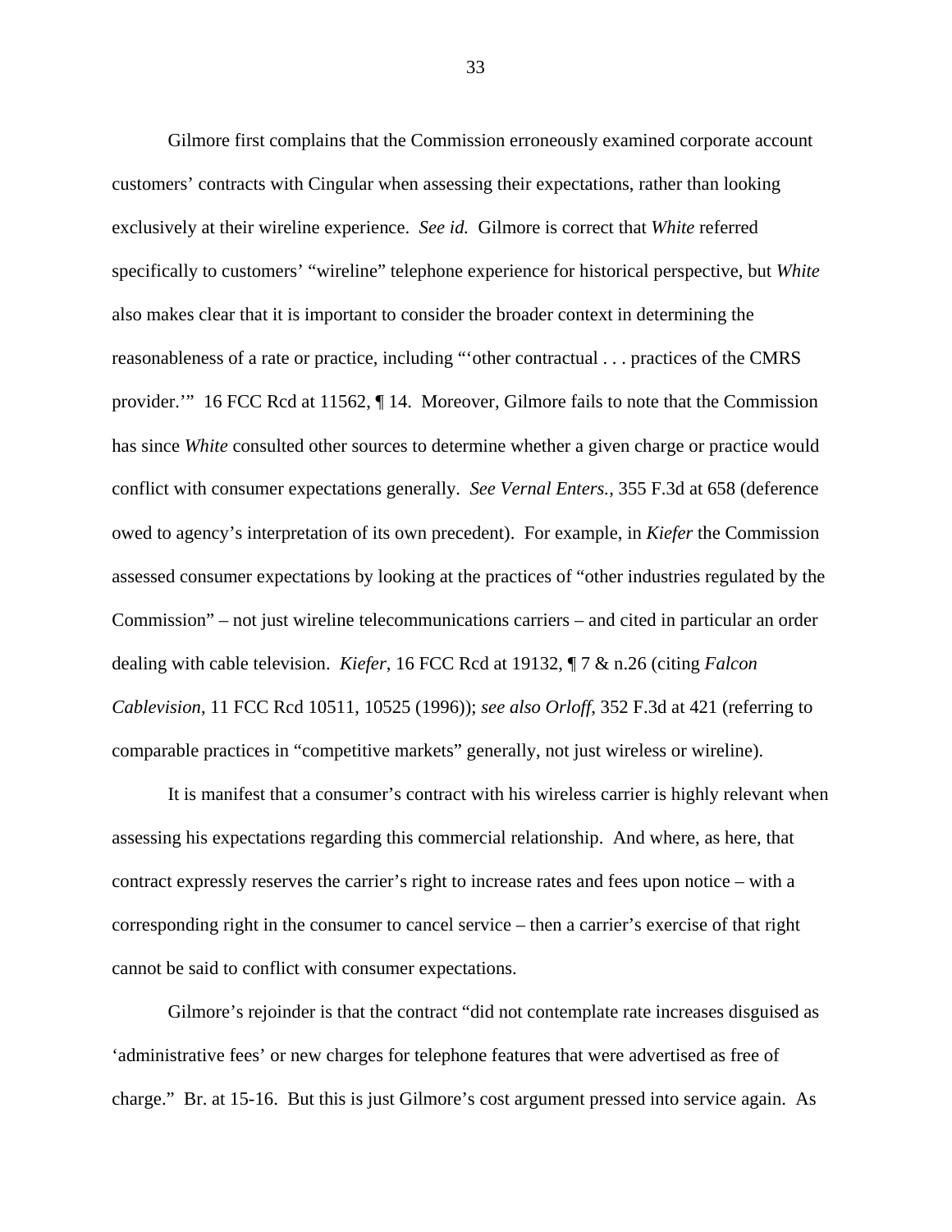Gilmore first complains that the Commission erroneously examined corporate account customers' contracts with Cingular when assessing their expectations, rather than looking exclusively at their wireline experience. *See id.* Gilmore is correct that *White* referred specifically to customers' "wireline" telephone experience for historical perspective, but *White* also makes clear that it is important to consider the broader context in determining the reasonableness of a rate or practice, including "'other contractual . . . practices of the CMRS provider.'" 16 FCC Rcd at 11562, ¶ 14. Moreover, Gilmore fails to note that the Commission has since *White* consulted other sources to determine whether a given charge or practice would conflict with consumer expectations generally. *See Vernal Enters.*, 355 F.3d at 658 (deference owed to agency's interpretation of its own precedent). For example, in *Kiefer* the Commission assessed consumer expectations by looking at the practices of "other industries regulated by the Commission" – not just wireline telecommunications carriers – and cited in particular an order dealing with cable television. *Kiefer*, 16 FCC Rcd at 19132, ¶ 7 & n.26 (citing *Falcon Cablevision*, 11 FCC Rcd 10511, 10525 (1996)); *see also Orloff*, 352 F.3d at 421 (referring to comparable practices in "competitive markets" generally, not just wireless or wireline).

It is manifest that a consumer's contract with his wireless carrier is highly relevant when assessing his expectations regarding this commercial relationship. And where, as here, that contract expressly reserves the carrier's right to increase rates and fees upon notice – with a corresponding right in the consumer to cancel service – then a carrier's exercise of that right cannot be said to conflict with consumer expectations.

Gilmore's rejoinder is that the contract "did not contemplate rate increases disguised as 'administrative fees' or new charges for telephone features that were advertised as free of charge." Br. at 15-16. But this is just Gilmore's cost argument pressed into service again. As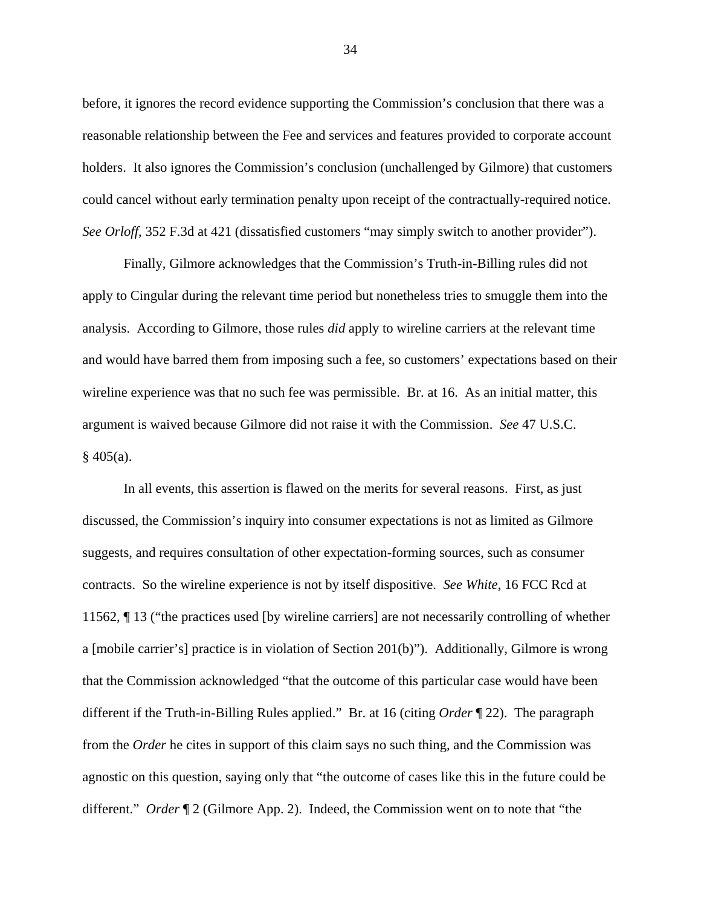before, it ignores the record evidence supporting the Commission's conclusion that there was a reasonable relationship between the Fee and services and features provided to corporate account holders. It also ignores the Commission's conclusion (unchallenged by Gilmore) that customers could cancel without early termination penalty upon receipt of the contractually-required notice. *See Orloff*, 352 F.3d at 421 (dissatisfied customers "may simply switch to another provider").

Finally, Gilmore acknowledges that the Commission's Truth-in-Billing rules did not apply to Cingular during the relevant time period but nonetheless tries to smuggle them into the analysis. According to Gilmore, those rules *did* apply to wireline carriers at the relevant time and would have barred them from imposing such a fee, so customers' expectations based on their wireline experience was that no such fee was permissible. Br. at 16. As an initial matter, this argument is waived because Gilmore did not raise it with the Commission. *See* 47 U.S.C. § 405(a).

In all events, this assertion is flawed on the merits for several reasons. First, as just discussed, the Commission's inquiry into consumer expectations is not as limited as Gilmore suggests, and requires consultation of other expectation-forming sources, such as consumer contracts. So the wireline experience is not by itself dispositive. *See White*, 16 FCC Rcd at 11562, ¶ 13 ("the practices used [by wireline carriers] are not necessarily controlling of whether a [mobile carrier's] practice is in violation of Section 201(b)"). Additionally, Gilmore is wrong that the Commission acknowledged "that the outcome of this particular case would have been different if the Truth-in-Billing Rules applied." Br. at 16 (citing *Order* ¶ 22). The paragraph from the *Order* he cites in support of this claim says no such thing, and the Commission was agnostic on this question, saying only that "the outcome of cases like this in the future could be different." *Order* ¶ 2 (Gilmore App. 2). Indeed, the Commission went on to note that "the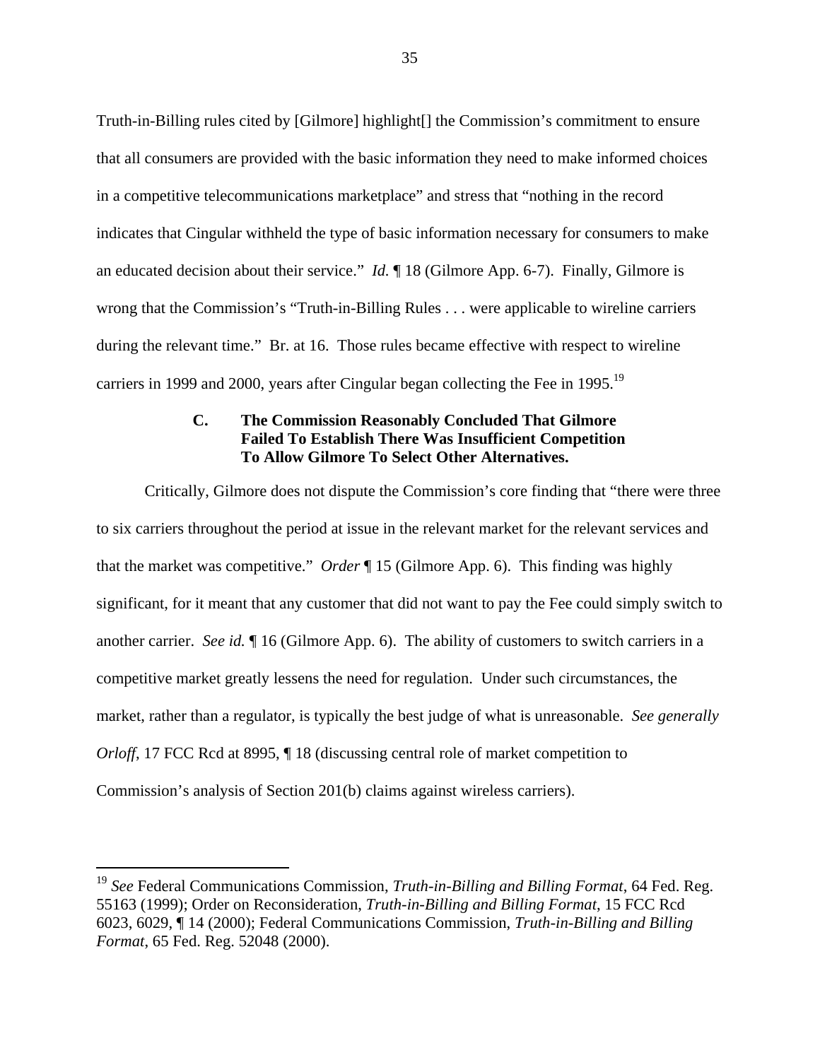Truth-in-Billing rules cited by [Gilmore] highlight[] the Commission's commitment to ensure that all consumers are provided with the basic information they need to make informed choices in a competitive telecommunications marketplace" and stress that "nothing in the record indicates that Cingular withheld the type of basic information necessary for consumers to make an educated decision about their service." *Id.* ¶ 18 (Gilmore App. 6-7). Finally, Gilmore is wrong that the Commission's "Truth-in-Billing Rules . . . were applicable to wireline carriers during the relevant time." Br. at 16. Those rules became effective with respect to wireline carriers in 1999 and 2000, years after Cingular began collecting the Fee in 1995.[19]

### C. The Commission Reasonably Concluded That Gilmore Failed To Establish There Was Insufficient Competition To Allow Gilmore To Select Other Alternatives.

Critically, Gilmore does not dispute the Commission's core finding that "there were three to six carriers throughout the period at issue in the relevant market for the relevant services and that the market was competitive." *Order* ¶ 15 (Gilmore App. 6). This finding was highly significant, for it meant that any customer that did not want to pay the Fee could simply switch to another carrier. *See id.* ¶ 16 (Gilmore App. 6). The ability of customers to switch carriers in a competitive market greatly lessens the need for regulation. Under such circumstances, the market, rather than a regulator, is typically the best judge of what is unreasonable. *See generally Orloff*, 17 FCC Rcd at 8995, ¶ 18 (discussing central role of market competition to Commission's analysis of Section 201(b) claims against wireless carriers).

---

[19] *See* Federal Communications Commission, *Truth-in-Billing and Billing Format*, 64 Fed. Reg. 55163 (1999); Order on Reconsideration, *Truth-in-Billing and Billing Format*, 15 FCC Rcd 6023, 6029, ¶ 14 (2000); Federal Communications Commission, *Truth-in-Billing and Billing Format*, 65 Fed. Reg. 52048 (2000).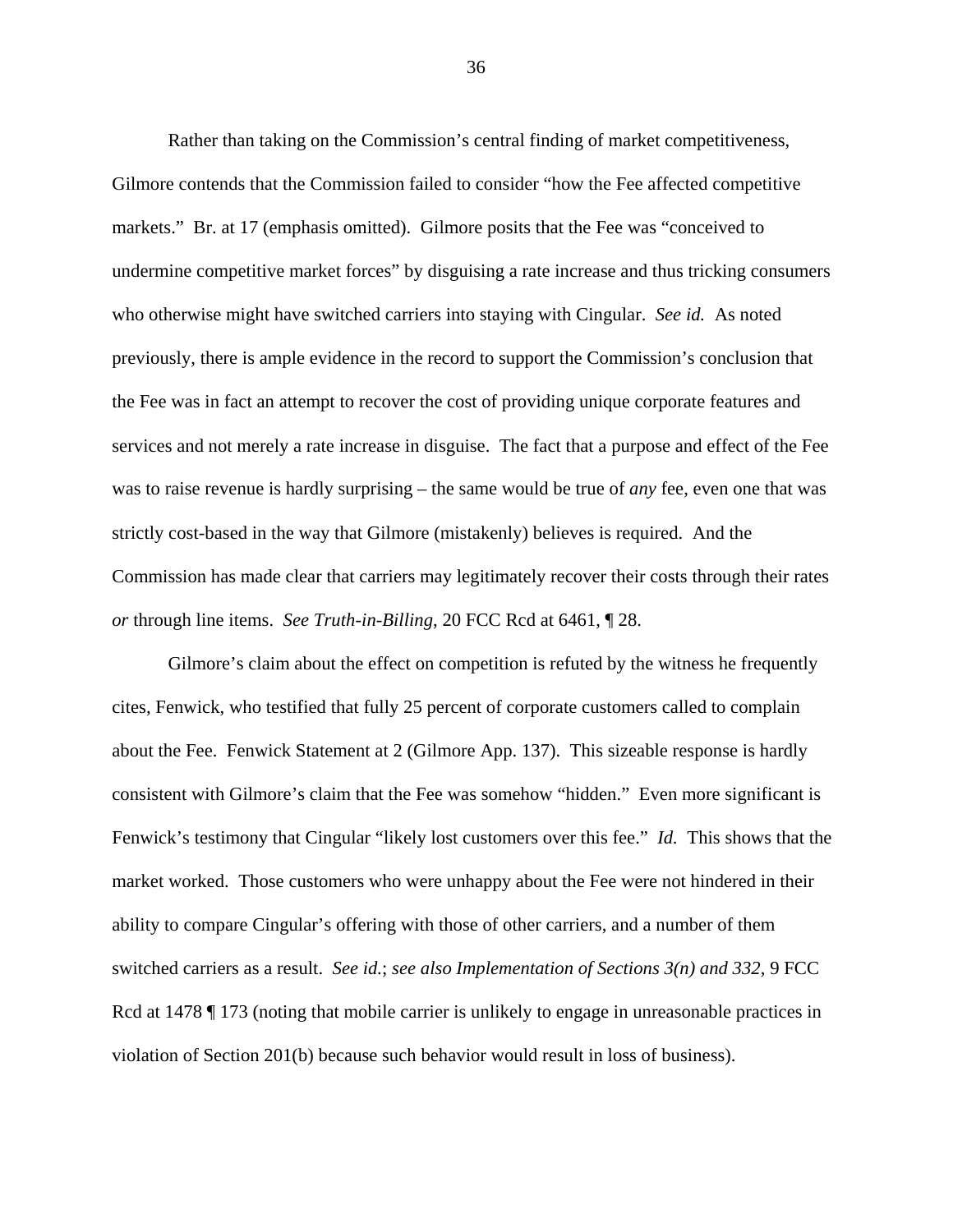Rather than taking on the Commission's central finding of market competitiveness, Gilmore contends that the Commission failed to consider "how the Fee affected competitive markets." Br. at 17 (emphasis omitted). Gilmore posits that the Fee was "conceived to undermine competitive market forces" by disguising a rate increase and thus tricking consumers who otherwise might have switched carriers into staying with Cingular. *See id.* As noted previously, there is ample evidence in the record to support the Commission's conclusion that the Fee was in fact an attempt to recover the cost of providing unique corporate features and services and not merely a rate increase in disguise. The fact that a purpose and effect of the Fee was to raise revenue is hardly surprising – the same would be true of *any* fee, even one that was strictly cost-based in the way that Gilmore (mistakenly) believes is required. And the Commission has made clear that carriers may legitimately recover their costs through their rates *or* through line items. *See Truth-in-Billing*, 20 FCC Rcd at 6461, ¶ 28.

Gilmore's claim about the effect on competition is refuted by the witness he frequently cites, Fenwick, who testified that fully 25 percent of corporate customers called to complain about the Fee. Fenwick Statement at 2 (Gilmore App. 137). This sizeable response is hardly consistent with Gilmore's claim that the Fee was somehow "hidden." Even more significant is Fenwick's testimony that Cingular "likely lost customers over this fee." *Id.* This shows that the market worked. Those customers who were unhappy about the Fee were not hindered in their ability to compare Cingular's offering with those of other carriers, and a number of them switched carriers as a result. *See id.*; *see also Implementation of Sections 3(n) and 332*, 9 FCC Rcd at 1478 ¶ 173 (noting that mobile carrier is unlikely to engage in unreasonable practices in violation of Section 201(b) because such behavior would result in loss of business).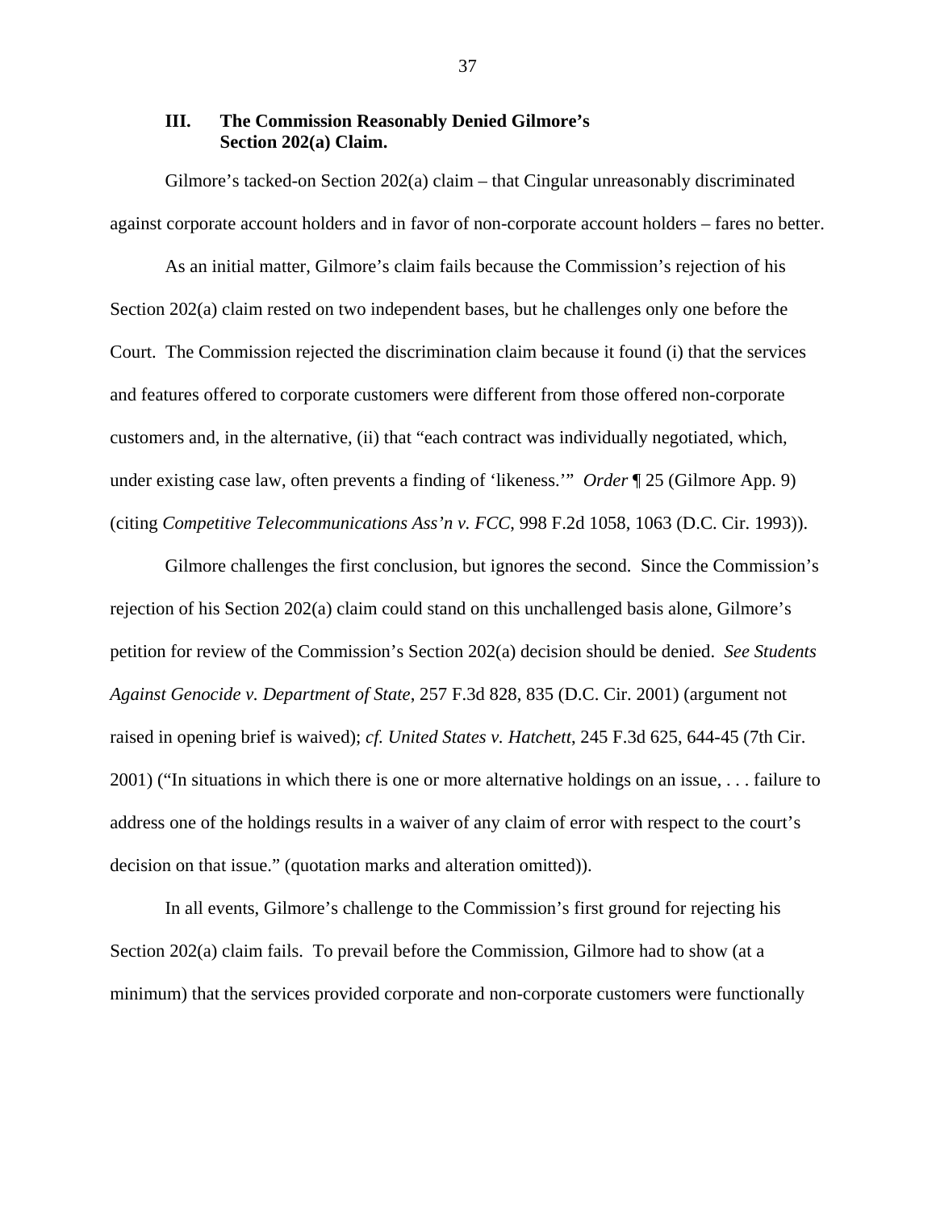### III. The Commission Reasonably Denied Gilmore's Section 202(a) Claim.

Gilmore's tacked-on Section 202(a) claim – that Cingular unreasonably discriminated against corporate account holders and in favor of non-corporate account holders – fares no better.

As an initial matter, Gilmore's claim fails because the Commission's rejection of his Section 202(a) claim rested on two independent bases, but he challenges only one before the Court. The Commission rejected the discrimination claim because it found (i) that the services and features offered to corporate customers were different from those offered non-corporate customers and, in the alternative, (ii) that "each contract was individually negotiated, which, under existing case law, often prevents a finding of 'likeness.'" *Order* ¶ 25 (Gilmore App. 9) (citing *Competitive Telecommunications Ass'n v. FCC*, 998 F.2d 1058, 1063 (D.C. Cir. 1993)).

Gilmore challenges the first conclusion, but ignores the second. Since the Commission's rejection of his Section 202(a) claim could stand on this unchallenged basis alone, Gilmore's petition for review of the Commission's Section 202(a) decision should be denied. *See Students Against Genocide v. Department of State*, 257 F.3d 828, 835 (D.C. Cir. 2001) (argument not raised in opening brief is waived); *cf. United States v. Hatchett*, 245 F.3d 625, 644-45 (7th Cir. 2001) ("In situations in which there is one or more alternative holdings on an issue, . . . failure to address one of the holdings results in a waiver of any claim of error with respect to the court's decision on that issue." (quotation marks and alteration omitted)).

In all events, Gilmore's challenge to the Commission's first ground for rejecting his Section 202(a) claim fails. To prevail before the Commission, Gilmore had to show (at a minimum) that the services provided corporate and non-corporate customers were functionally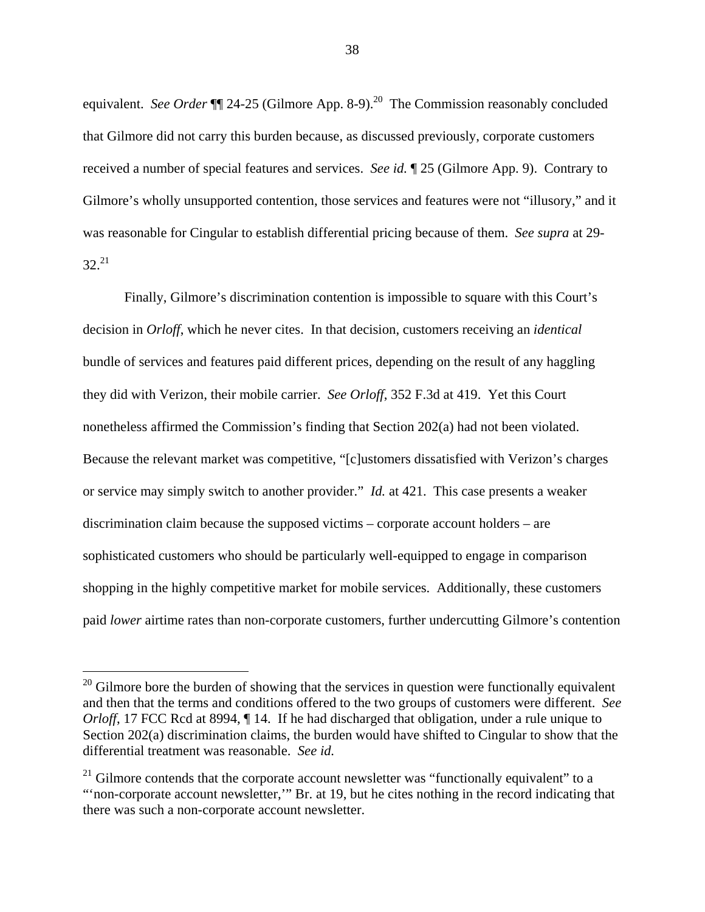equivalent. *See Order* ¶¶ 24-25 (Gilmore App. 8-9).[20] The Commission reasonably concluded that Gilmore did not carry this burden because, as discussed previously, corporate customers received a number of special features and services. *See id.* ¶ 25 (Gilmore App. 9). Contrary to Gilmore's wholly unsupported contention, those services and features were not "illusory," and it was reasonable for Cingular to establish differential pricing because of them. *See supra* at 29-32.[21]

Finally, Gilmore's discrimination contention is impossible to square with this Court's decision in *Orloff*, which he never cites. In that decision, customers receiving an *identical* bundle of services and features paid different prices, depending on the result of any haggling they did with Verizon, their mobile carrier. *See Orloff*, 352 F.3d at 419. Yet this Court nonetheless affirmed the Commission's finding that Section 202(a) had not been violated. Because the relevant market was competitive, "[c]ustomers dissatisfied with Verizon's charges or service may simply switch to another provider." *Id.* at 421. This case presents a weaker discrimination claim because the supposed victims – corporate account holders – are sophisticated customers who should be particularly well-equipped to engage in comparison shopping in the highly competitive market for mobile services. Additionally, these customers paid *lower* airtime rates than non-corporate customers, further undercutting Gilmore's contention

---

[20] Gilmore bore the burden of showing that the services in question were functionally equivalent and then that the terms and conditions offered to the two groups of customers were different. *See Orloff*, 17 FCC Rcd at 8994, ¶ 14. If he had discharged that obligation, under a rule unique to Section 202(a) discrimination claims, the burden would have shifted to Cingular to show that the differential treatment was reasonable. *See id.*

[21] Gilmore contends that the corporate account newsletter was "functionally equivalent" to a "'non-corporate account newsletter,'" Br. at 19, but he cites nothing in the record indicating that there was such a non-corporate account newsletter.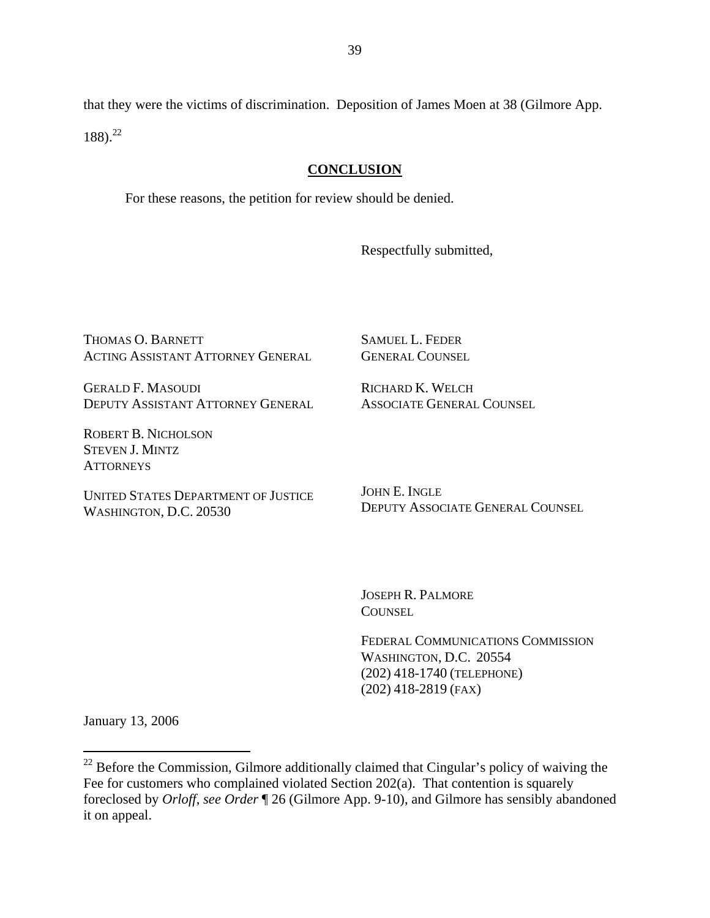that they were the victims of discrimination. Deposition of James Moen at 38 (Gilmore App. 188).[22]

## CONCLUSION

For these reasons, the petition for review should be denied.

Respectfully submitted,

THOMAS O. BARNETT
ACTING ASSISTANT ATTORNEY GENERAL

GERALD F. MASOUDI
DEPUTY ASSISTANT ATTORNEY GENERAL

ROBERT B. NICHOLSON
STEVEN J. MINTZ
ATTORNEYS

UNITED STATES DEPARTMENT OF JUSTICE
WASHINGTON, D.C. 20530

SAMUEL L. FEDER
GENERAL COUNSEL

RICHARD K. WELCH
ASSOCIATE GENERAL COUNSEL

JOHN E. INGLE
DEPUTY ASSOCIATE GENERAL COUNSEL

JOSEPH R. PALMORE
COUNSEL

FEDERAL COMMUNICATIONS COMMISSION
WASHINGTON, D.C. 20554
(202) 418-1740 (TELEPHONE)
(202) 418-2819 (FAX)

January 13, 2006

---

[22] Before the Commission, Gilmore additionally claimed that Cingular's policy of waiving the Fee for customers who complained violated Section 202(a). That contention is squarely foreclosed by *Orloff*, *see Order* ¶ 26 (Gilmore App. 9-10), and Gilmore has sensibly abandoned it on appeal.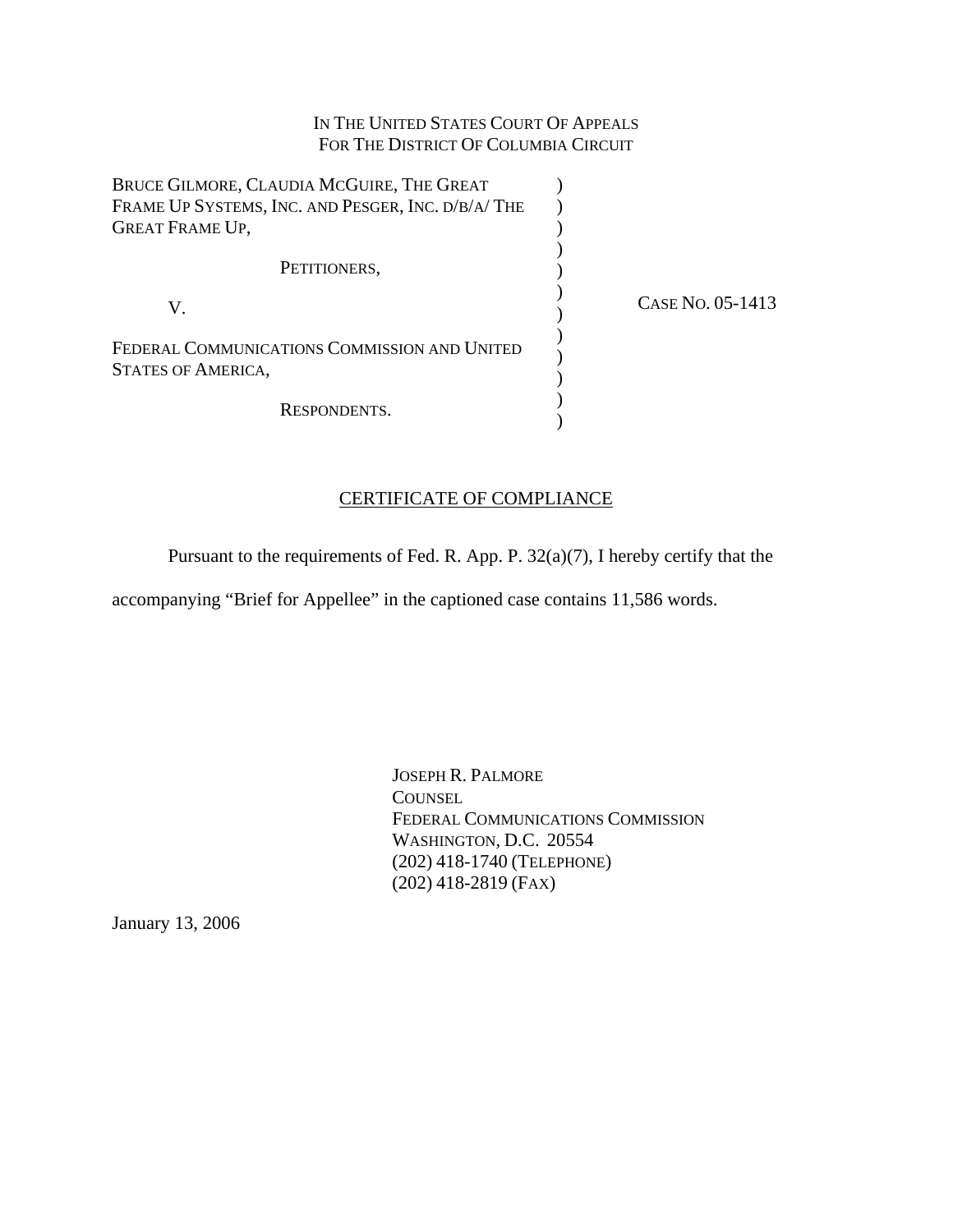IN THE UNITED STATES COURT OF APPEALS
FOR THE DISTRICT OF COLUMBIA CIRCUIT

| | | |
|---|---|---|
| BRUCE GILMORE, CLAUDIA MCGUIRE, THE GREAT FRAME UP SYSTEMS, INC. AND PESGER, INC. D/B/A/ THE GREAT FRAME UP,<br><br>PETITIONERS,<br><br>V.<br><br>FEDERAL COMMUNICATIONS COMMISSION AND UNITED STATES OF AMERICA,<br><br>RESPONDENTS. | ) | CASE NO. 05-1413 |

## CERTIFICATE OF COMPLIANCE

Pursuant to the requirements of Fed. R. App. P. 32(a)(7), I hereby certify that the accompanying "Brief for Appellee" in the captioned case contains 11,586 words.

JOSEPH R. PALMORE
COUNSEL
FEDERAL COMMUNICATIONS COMMISSION
WASHINGTON, D.C. 20554
(202) 418-1740 (TELEPHONE)
(202) 418-2819 (FAX)

January 13, 2006